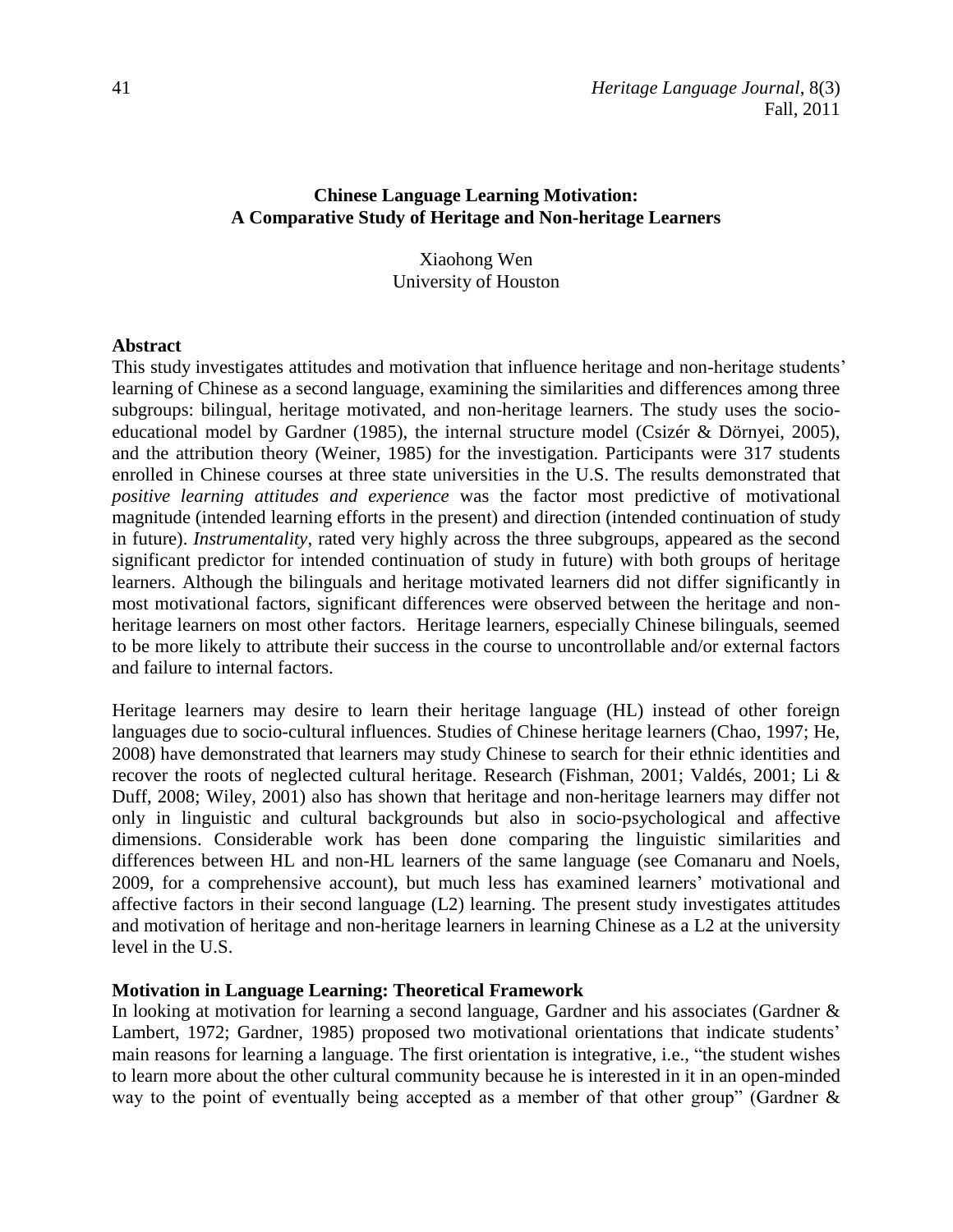# Chinese Language Learning Motivation: A Comparative Study of Heritage and Non-heritage Learners

Xiaohong Wen
University of Houston

## Abstract

This study investigates attitudes and motivation that influence heritage and non-heritage students' learning of Chinese as a second language, examining the similarities and differences among three subgroups: bilingual, heritage motivated, and non-heritage learners. The study uses the socio-educational model by Gardner (1985), the internal structure model (Csizér & Dörnyei, 2005), and the attribution theory (Weiner, 1985) for the investigation. Participants were 317 students enrolled in Chinese courses at three state universities in the U.S. The results demonstrated that *positive learning attitudes and experience* was the factor most predictive of motivational magnitude (intended learning efforts in the present) and direction (intended continuation of study in future). *Instrumentality*, rated very highly across the three subgroups, appeared as the second significant predictor for intended continuation of study in future) with both groups of heritage learners. Although the bilinguals and heritage motivated learners did not differ significantly in most motivational factors, significant differences were observed between the heritage and non-heritage learners on most other factors. Heritage learners, especially Chinese bilinguals, seemed to be more likely to attribute their success in the course to uncontrollable and/or external factors and failure to internal factors.

Heritage learners may desire to learn their heritage language (HL) instead of other foreign languages due to socio-cultural influences. Studies of Chinese heritage learners (Chao, 1997; He, 2008) have demonstrated that learners may study Chinese to search for their ethnic identities and recover the roots of neglected cultural heritage. Research (Fishman, 2001; Valdés, 2001; Li & Duff, 2008; Wiley, 2001) also has shown that heritage and non-heritage learners may differ not only in linguistic and cultural backgrounds but also in socio-psychological and affective dimensions. Considerable work has been done comparing the linguistic similarities and differences between HL and non-HL learners of the same language (see Comanaru and Noels, 2009, for a comprehensive account), but much less has examined learners' motivational and affective factors in their second language (L2) learning. The present study investigates attitudes and motivation of heritage and non-heritage learners in learning Chinese as a L2 at the university level in the U.S.

## Motivation in Language Learning: Theoretical Framework

In looking at motivation for learning a second language, Gardner and his associates (Gardner & Lambert, 1972; Gardner, 1985) proposed two motivational orientations that indicate students' main reasons for learning a language. The first orientation is integrative, i.e., "the student wishes to learn more about the other cultural community because he is interested in it in an open-minded way to the point of eventually being accepted as a member of that other group" (Gardner &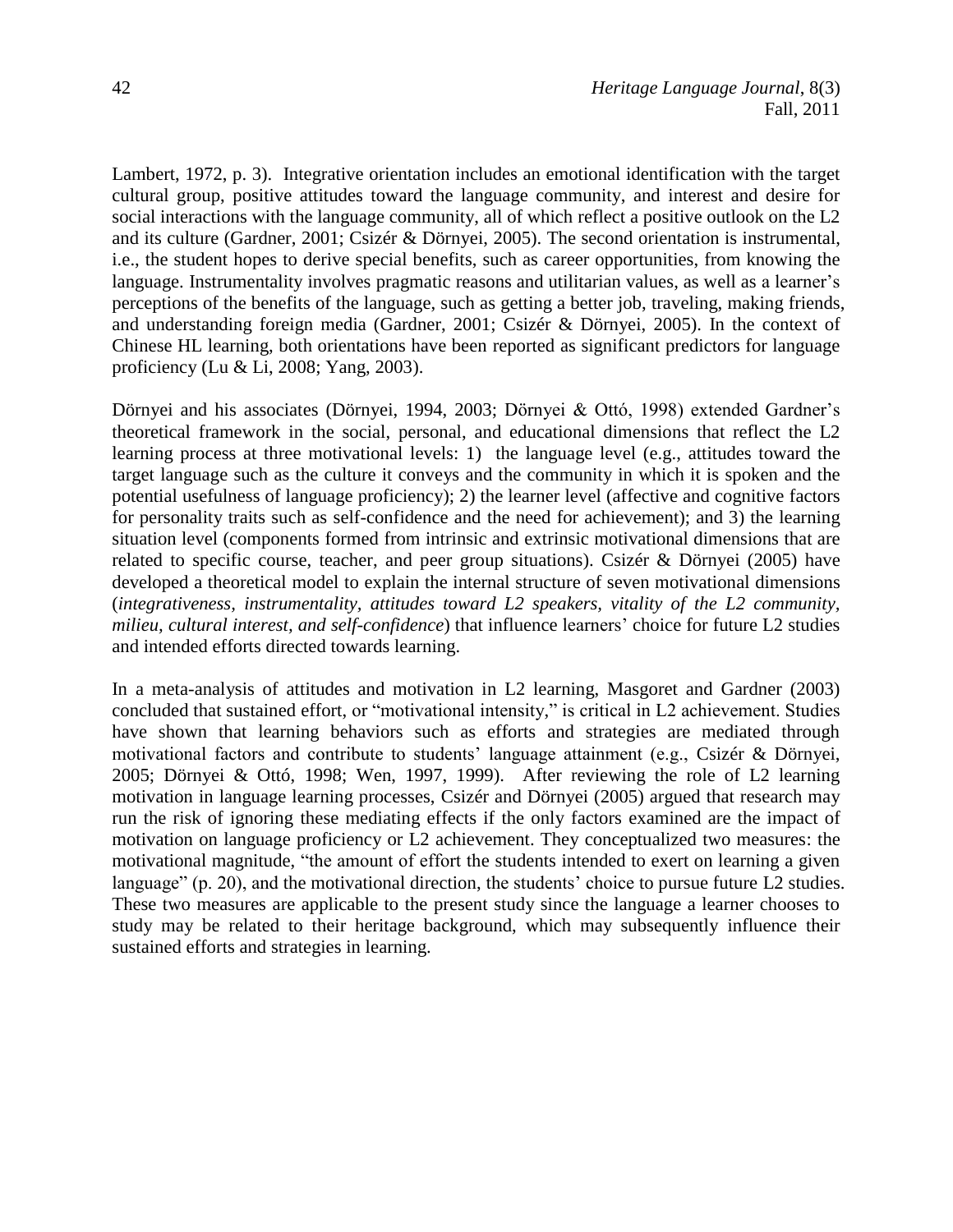Lambert, 1972, p. 3). Integrative orientation includes an emotional identification with the target cultural group, positive attitudes toward the language community, and interest and desire for social interactions with the language community, all of which reflect a positive outlook on the L2 and its culture (Gardner, 2001; Csizér & Dörnyei, 2005). The second orientation is instrumental, i.e., the student hopes to derive special benefits, such as career opportunities, from knowing the language. Instrumentality involves pragmatic reasons and utilitarian values, as well as a learner's perceptions of the benefits of the language, such as getting a better job, traveling, making friends, and understanding foreign media (Gardner, 2001; Csizér & Dörnyei, 2005). In the context of Chinese HL learning, both orientations have been reported as significant predictors for language proficiency (Lu & Li, 2008; Yang, 2003).

Dörnyei and his associates (Dörnyei, 1994, 2003; Dörnyei & Ottó, 1998) extended Gardner's theoretical framework in the social, personal, and educational dimensions that reflect the L2 learning process at three motivational levels: 1) the language level (e.g., attitudes toward the target language such as the culture it conveys and the community in which it is spoken and the potential usefulness of language proficiency); 2) the learner level (affective and cognitive factors for personality traits such as self-confidence and the need for achievement); and 3) the learning situation level (components formed from intrinsic and extrinsic motivational dimensions that are related to specific course, teacher, and peer group situations). Csizér & Dörnyei (2005) have developed a theoretical model to explain the internal structure of seven motivational dimensions (*integrativeness*, *instrumentality*, *attitudes toward L2 speakers, vitality of the L2 community, milieu, cultural interest, and self-confidence*) that influence learners' choice for future L2 studies and intended efforts directed towards learning.

In a meta-analysis of attitudes and motivation in L2 learning, Masgoret and Gardner (2003) concluded that sustained effort, or "motivational intensity," is critical in L2 achievement. Studies have shown that learning behaviors such as efforts and strategies are mediated through motivational factors and contribute to students' language attainment (e.g., Csizér & Dörnyei, 2005; Dörnyei & Ottó, 1998; Wen, 1997, 1999). After reviewing the role of L2 learning motivation in language learning processes, Csizér and Dörnyei (2005) argued that research may run the risk of ignoring these mediating effects if the only factors examined are the impact of motivation on language proficiency or L2 achievement. They conceptualized two measures: the motivational magnitude, "the amount of effort the students intended to exert on learning a given language" (p. 20), and the motivational direction, the students' choice to pursue future L2 studies. These two measures are applicable to the present study since the language a learner chooses to study may be related to their heritage background, which may subsequently influence their sustained efforts and strategies in learning.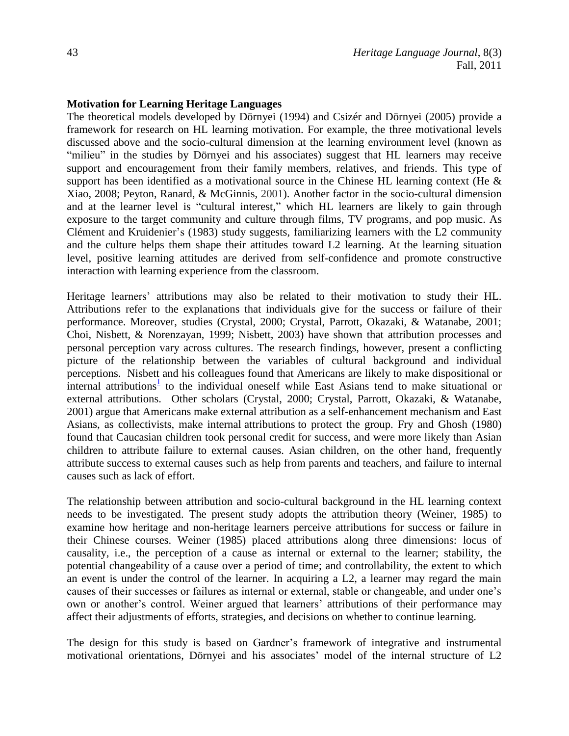**Motivation for Learning Heritage Languages**

The theoretical models developed by Dörnyei (1994) and Csizér and Dörnyei (2005) provide a framework for research on HL learning motivation. For example, the three motivational levels discussed above and the socio-cultural dimension at the learning environment level (known as "milieu" in the studies by Dörnyei and his associates) suggest that HL learners may receive support and encouragement from their family members, relatives, and friends. This type of support has been identified as a motivational source in the Chinese HL learning context (He & Xiao, 2008; Peyton, Ranard, & McGinnis, 2001). Another factor in the socio-cultural dimension and at the learner level is "cultural interest," which HL learners are likely to gain through exposure to the target community and culture through films, TV programs, and pop music. As Clément and Kruidenier's (1983) study suggests, familiarizing learners with the L2 community and the culture helps them shape their attitudes toward L2 learning. At the learning situation level, positive learning attitudes are derived from self-confidence and promote constructive interaction with learning experience from the classroom.

Heritage learners' attributions may also be related to their motivation to study their HL. Attributions refer to the explanations that individuals give for the success or failure of their performance. Moreover, studies (Crystal, 2000; Crystal, Parrott, Okazaki, & Watanabe, 2001; Choi, Nisbett, & Norenzayan, 1999; Nisbett, 2003) have shown that attribution processes and personal perception vary across cultures. The research findings, however, present a conflicting picture of the relationship between the variables of cultural background and individual perceptions. Nisbett and his colleagues found that Americans are likely to make dispositional or internal attributions[1] to the individual oneself while East Asians tend to make situational or external attributions. Other scholars (Crystal, 2000; Crystal, Parrott, Okazaki, & Watanabe, 2001) argue that Americans make external attribution as a self-enhancement mechanism and East Asians, as collectivists, make internal attributions to protect the group. Fry and Ghosh (1980) found that Caucasian children took personal credit for success, and were more likely than Asian children to attribute failure to external causes. Asian children, on the other hand, frequently attribute success to external causes such as help from parents and teachers, and failure to internal causes such as lack of effort.

The relationship between attribution and socio-cultural background in the HL learning context needs to be investigated. The present study adopts the attribution theory (Weiner, 1985) to examine how heritage and non-heritage learners perceive attributions for success or failure in their Chinese courses. Weiner (1985) placed attributions along three dimensions: locus of causality, i.e., the perception of a cause as internal or external to the learner; stability, the potential changeability of a cause over a period of time; and controllability, the extent to which an event is under the control of the learner. In acquiring a L2, a learner may regard the main causes of their successes or failures as internal or external, stable or changeable, and under one's own or another's control. Weiner argued that learners' attributions of their performance may affect their adjustments of efforts, strategies, and decisions on whether to continue learning.

The design for this study is based on Gardner's framework of integrative and instrumental motivational orientations, Dörnyei and his associates' model of the internal structure of L2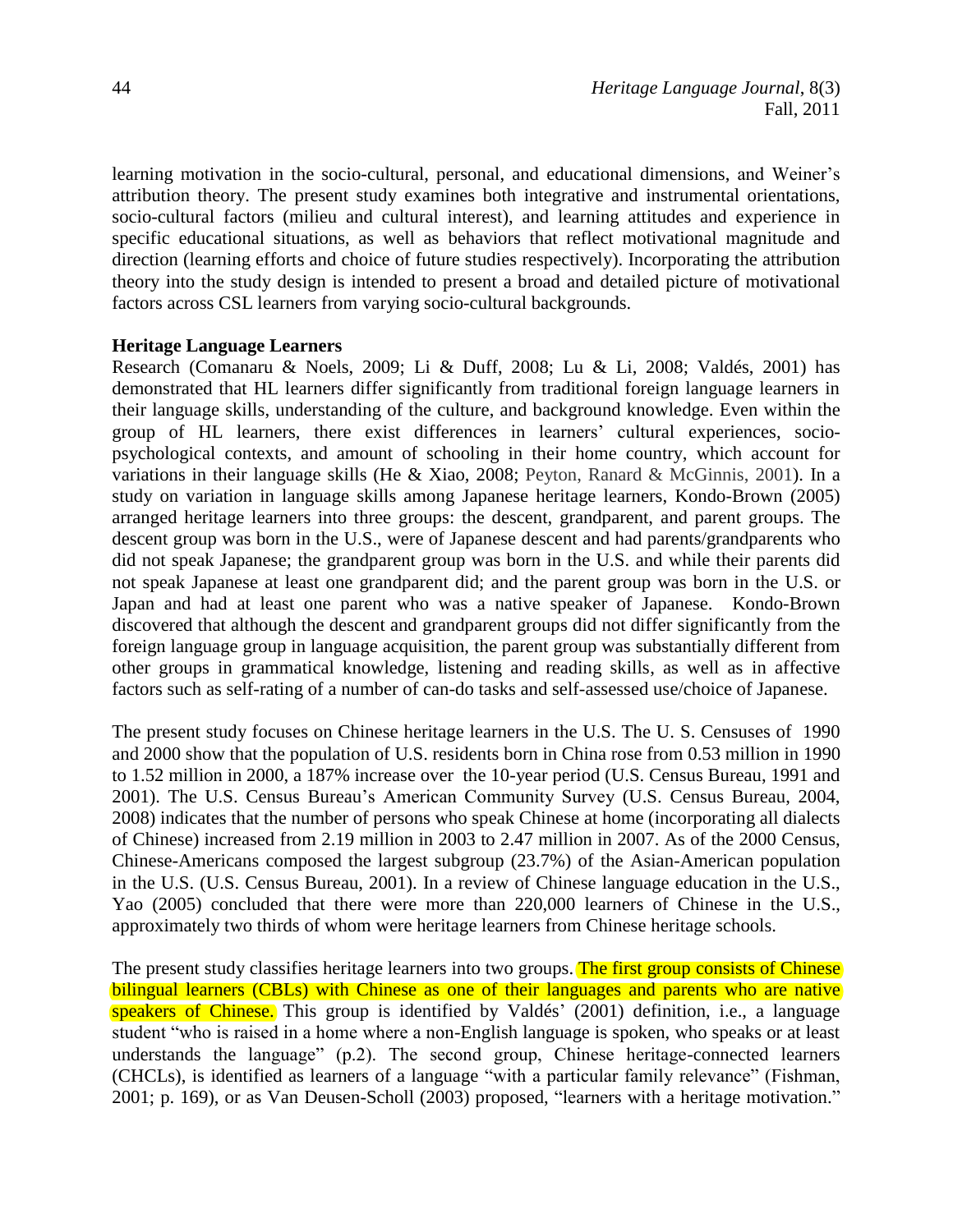learning motivation in the socio-cultural, personal, and educational dimensions, and Weiner's attribution theory. The present study examines both integrative and instrumental orientations, socio-cultural factors (milieu and cultural interest), and learning attitudes and experience in specific educational situations, as well as behaviors that reflect motivational magnitude and direction (learning efforts and choice of future studies respectively). Incorporating the attribution theory into the study design is intended to present a broad and detailed picture of motivational factors across CSL learners from varying socio-cultural backgrounds.

**Heritage Language Learners**

Research (Comanaru & Noels, 2009; Li & Duff, 2008; Lu & Li, 2008; Valdés, 2001) has demonstrated that HL learners differ significantly from traditional foreign language learners in their language skills, understanding of the culture, and background knowledge. Even within the group of HL learners, there exist differences in learners' cultural experiences, socio-psychological contexts, and amount of schooling in their home country, which account for variations in their language skills (He & Xiao, 2008; Peyton, Ranard & McGinnis, 2001). In a study on variation in language skills among Japanese heritage learners, Kondo-Brown (2005) arranged heritage learners into three groups: the descent, grandparent, and parent groups. The descent group was born in the U.S., were of Japanese descent and had parents/grandparents who did not speak Japanese; the grandparent group was born in the U.S. and while their parents did not speak Japanese at least one grandparent did; and the parent group was born in the U.S. or Japan and had at least one parent who was a native speaker of Japanese. Kondo-Brown discovered that although the descent and grandparent groups did not differ significantly from the foreign language group in language acquisition, the parent group was substantially different from other groups in grammatical knowledge, listening and reading skills, as well as in affective factors such as self-rating of a number of can-do tasks and self-assessed use/choice of Japanese.

The present study focuses on Chinese heritage learners in the U.S. The U. S. Censuses of 1990 and 2000 show that the population of U.S. residents born in China rose from 0.53 million in 1990 to 1.52 million in 2000, a 187% increase over the 10-year period (U.S. Census Bureau, 1991 and 2001). The U.S. Census Bureau's American Community Survey (U.S. Census Bureau, 2004, 2008) indicates that the number of persons who speak Chinese at home (incorporating all dialects of Chinese) increased from 2.19 million in 2003 to 2.47 million in 2007. As of the 2000 Census, Chinese-Americans composed the largest subgroup (23.7%) of the Asian-American population in the U.S. (U.S. Census Bureau, 2001). In a review of Chinese language education in the U.S., Yao (2005) concluded that there were more than 220,000 learners of Chinese in the U.S., approximately two thirds of whom were heritage learners from Chinese heritage schools.

The present study classifies heritage learners into two groups. The first group consists of Chinese bilingual learners (CBLs) with Chinese as one of their languages and parents who are native speakers of Chinese. This group is identified by Valdés' (2001) definition, i.e., a language student "who is raised in a home where a non-English language is spoken, who speaks or at least understands the language" (p.2). The second group, Chinese heritage-connected learners (CHCLs), is identified as learners of a language "with a particular family relevance" (Fishman, 2001; p. 169), or as Van Deusen-Scholl (2003) proposed, "learners with a heritage motivation."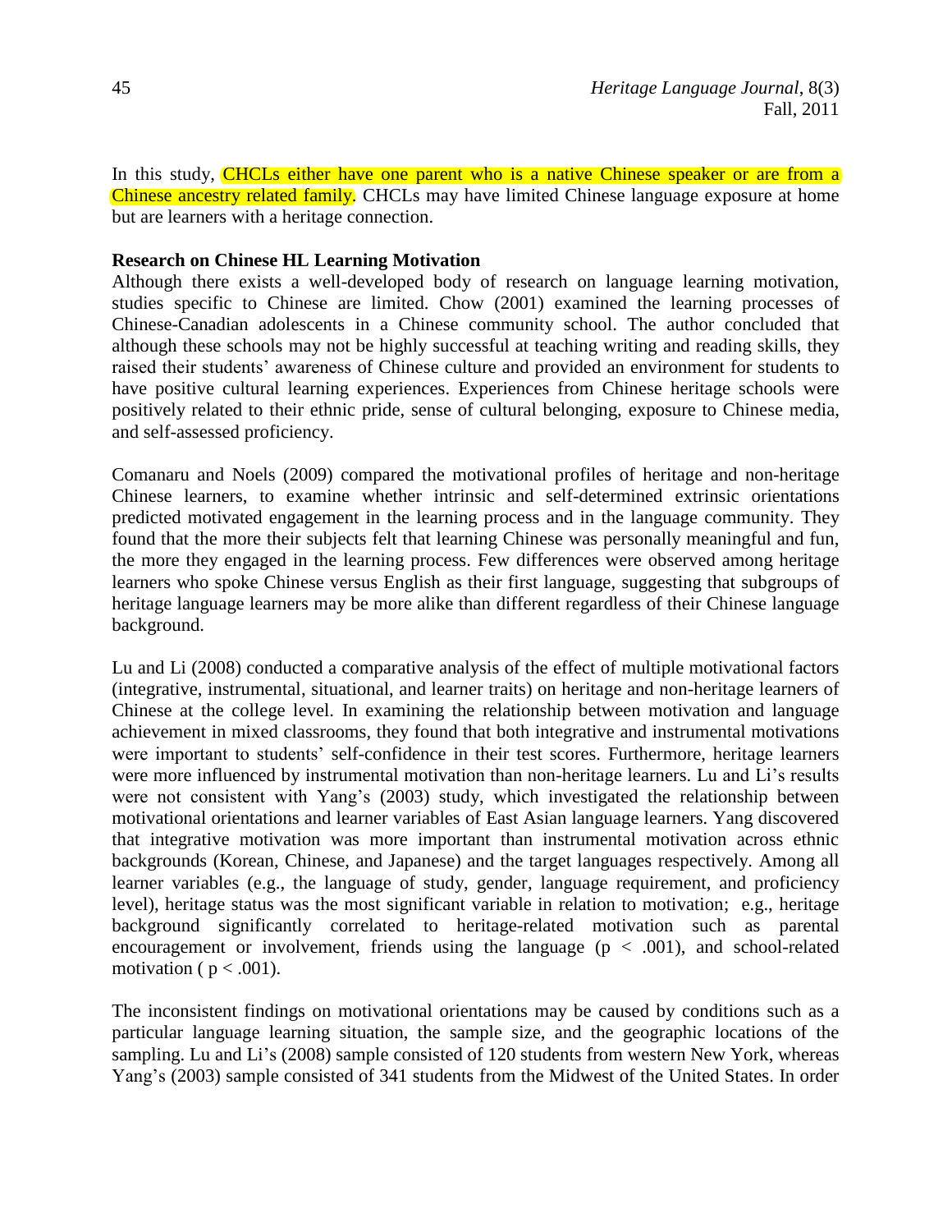In this study, CHCLs either have one parent who is a native Chinese speaker or are from a Chinese ancestry related family. CHCLs may have limited Chinese language exposure at home but are learners with a heritage connection.

**Research on Chinese HL Learning Motivation**

Although there exists a well-developed body of research on language learning motivation, studies specific to Chinese are limited. Chow (2001) examined the learning processes of Chinese-Canadian adolescents in a Chinese community school. The author concluded that although these schools may not be highly successful at teaching writing and reading skills, they raised their students' awareness of Chinese culture and provided an environment for students to have positive cultural learning experiences. Experiences from Chinese heritage schools were positively related to their ethnic pride, sense of cultural belonging, exposure to Chinese media, and self-assessed proficiency.

Comanaru and Noels (2009) compared the motivational profiles of heritage and non-heritage Chinese learners, to examine whether intrinsic and self-determined extrinsic orientations predicted motivated engagement in the learning process and in the language community. They found that the more their subjects felt that learning Chinese was personally meaningful and fun, the more they engaged in the learning process. Few differences were observed among heritage learners who spoke Chinese versus English as their first language, suggesting that subgroups of heritage language learners may be more alike than different regardless of their Chinese language background.

Lu and Li (2008) conducted a comparative analysis of the effect of multiple motivational factors (integrative, instrumental, situational, and learner traits) on heritage and non-heritage learners of Chinese at the college level. In examining the relationship between motivation and language achievement in mixed classrooms, they found that both integrative and instrumental motivations were important to students' self-confidence in their test scores. Furthermore, heritage learners were more influenced by instrumental motivation than non-heritage learners. Lu and Li's results were not consistent with Yang's (2003) study, which investigated the relationship between motivational orientations and learner variables of East Asian language learners. Yang discovered that integrative motivation was more important than instrumental motivation across ethnic backgrounds (Korean, Chinese, and Japanese) and the target languages respectively. Among all learner variables (e.g., the language of study, gender, language requirement, and proficiency level), heritage status was the most significant variable in relation to motivation; e.g., heritage background significantly correlated to heritage-related motivation such as parental encouragement or involvement, friends using the language ($p < .001$), and school-related motivation ( $p < .001$).

The inconsistent findings on motivational orientations may be caused by conditions such as a particular language learning situation, the sample size, and the geographic locations of the sampling. Lu and Li's (2008) sample consisted of 120 students from western New York, whereas Yang's (2003) sample consisted of 341 students from the Midwest of the United States. In order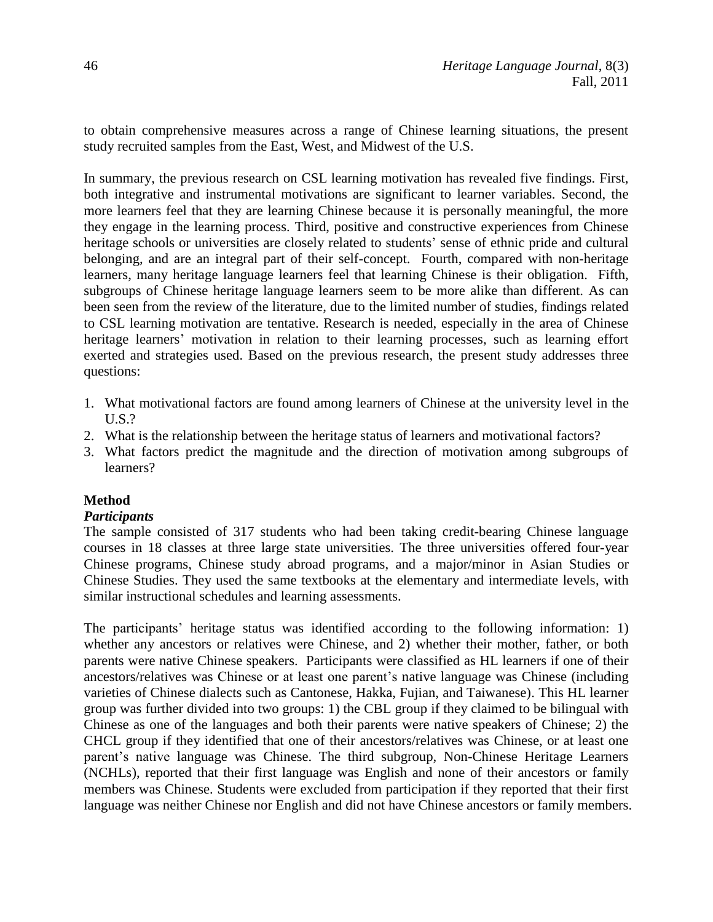to obtain comprehensive measures across a range of Chinese learning situations, the present study recruited samples from the East, West, and Midwest of the U.S.

In summary, the previous research on CSL learning motivation has revealed five findings. First, both integrative and instrumental motivations are significant to learner variables. Second, the more learners feel that they are learning Chinese because it is personally meaningful, the more they engage in the learning process. Third, positive and constructive experiences from Chinese heritage schools or universities are closely related to students' sense of ethnic pride and cultural belonging, and are an integral part of their self-concept. Fourth, compared with non-heritage learners, many heritage language learners feel that learning Chinese is their obligation. Fifth, subgroups of Chinese heritage language learners seem to be more alike than different. As can been seen from the review of the literature, due to the limited number of studies, findings related to CSL learning motivation are tentative. Research is needed, especially in the area of Chinese heritage learners' motivation in relation to their learning processes, such as learning effort exerted and strategies used. Based on the previous research, the present study addresses three questions:

1. What motivational factors are found among learners of Chinese at the university level in the U.S.?
2. What is the relationship between the heritage status of learners and motivational factors?
3. What factors predict the magnitude and the direction of motivation among subgroups of learners?

## Method

### *Participants*

The sample consisted of 317 students who had been taking credit-bearing Chinese language courses in 18 classes at three large state universities. The three universities offered four-year Chinese programs, Chinese study abroad programs, and a major/minor in Asian Studies or Chinese Studies. They used the same textbooks at the elementary and intermediate levels, with similar instructional schedules and learning assessments.

The participants' heritage status was identified according to the following information: 1) whether any ancestors or relatives were Chinese, and 2) whether their mother, father, or both parents were native Chinese speakers. Participants were classified as HL learners if one of their ancestors/relatives was Chinese or at least one parent's native language was Chinese (including varieties of Chinese dialects such as Cantonese, Hakka, Fujian, and Taiwanese). This HL learner group was further divided into two groups: 1) the CBL group if they claimed to be bilingual with Chinese as one of the languages and both their parents were native speakers of Chinese; 2) the CHCL group if they identified that one of their ancestors/relatives was Chinese, or at least one parent's native language was Chinese. The third subgroup, Non-Chinese Heritage Learners (NCHLs), reported that their first language was English and none of their ancestors or family members was Chinese. Students were excluded from participation if they reported that their first language was neither Chinese nor English and did not have Chinese ancestors or family members.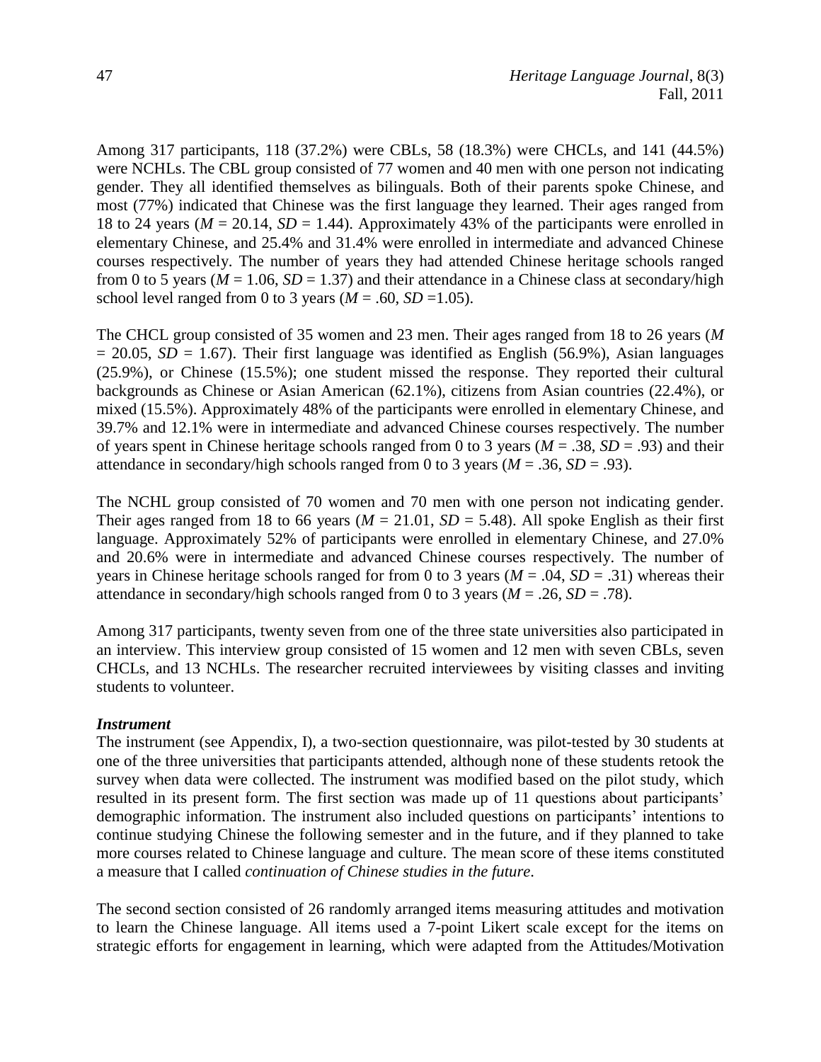Among 317 participants, 118 (37.2%) were CBLs, 58 (18.3%) were CHCLs, and 141 (44.5%) were NCHLs. The CBL group consisted of 77 women and 40 men with one person not indicating gender. They all identified themselves as bilinguals. Both of their parents spoke Chinese, and most (77%) indicated that Chinese was the first language they learned. Their ages ranged from 18 to 24 years ($M$ = 20.14, $SD$ = 1.44). Approximately 43% of the participants were enrolled in elementary Chinese, and 25.4% and 31.4% were enrolled in intermediate and advanced Chinese courses respectively. The number of years they had attended Chinese heritage schools ranged from 0 to 5 years ($M$ = 1.06, $SD$ = 1.37) and their attendance in a Chinese class at secondary/high school level ranged from 0 to 3 years ($M$ = .60, $SD$ =1.05).

The CHCL group consisted of 35 women and 23 men. Their ages ranged from 18 to 26 years ($M$ = 20.05, $SD$ = 1.67). Their first language was identified as English (56.9%), Asian languages (25.9%), or Chinese (15.5%); one student missed the response. They reported their cultural backgrounds as Chinese or Asian American (62.1%), citizens from Asian countries (22.4%), or mixed (15.5%). Approximately 48% of the participants were enrolled in elementary Chinese, and 39.7% and 12.1% were in intermediate and advanced Chinese courses respectively. The number of years spent in Chinese heritage schools ranged from 0 to 3 years ($M$ = .38, $SD$ = .93) and their attendance in secondary/high schools ranged from 0 to 3 years ($M$ = .36, $SD$ = .93).

The NCHL group consisted of 70 women and 70 men with one person not indicating gender. Their ages ranged from 18 to 66 years ($M$ = 21.01, $SD$ = 5.48). All spoke English as their first language. Approximately 52% of participants were enrolled in elementary Chinese, and 27.0% and 20.6% were in intermediate and advanced Chinese courses respectively. The number of years in Chinese heritage schools ranged for from 0 to 3 years ($M$ = .04, $SD$ = .31) whereas their attendance in secondary/high schools ranged from 0 to 3 years ($M$ = .26, $SD$ = .78).

Among 317 participants, twenty seven from one of the three state universities also participated in an interview. This interview group consisted of 15 women and 12 men with seven CBLs, seven CHCLs, and 13 NCHLs. The researcher recruited interviewees by visiting classes and inviting students to volunteer.

***Instrument***

The instrument (see Appendix, I), a two-section questionnaire, was pilot-tested by 30 students at one of the three universities that participants attended, although none of these students retook the survey when data were collected. The instrument was modified based on the pilot study, which resulted in its present form. The first section was made up of 11 questions about participants' demographic information. The instrument also included questions on participants' intentions to continue studying Chinese the following semester and in the future, and if they planned to take more courses related to Chinese language and culture. The mean score of these items constituted a measure that I called *continuation of Chinese studies in the future*.

The second section consisted of 26 randomly arranged items measuring attitudes and motivation to learn the Chinese language. All items used a 7-point Likert scale except for the items on strategic efforts for engagement in learning, which were adapted from the Attitudes/Motivation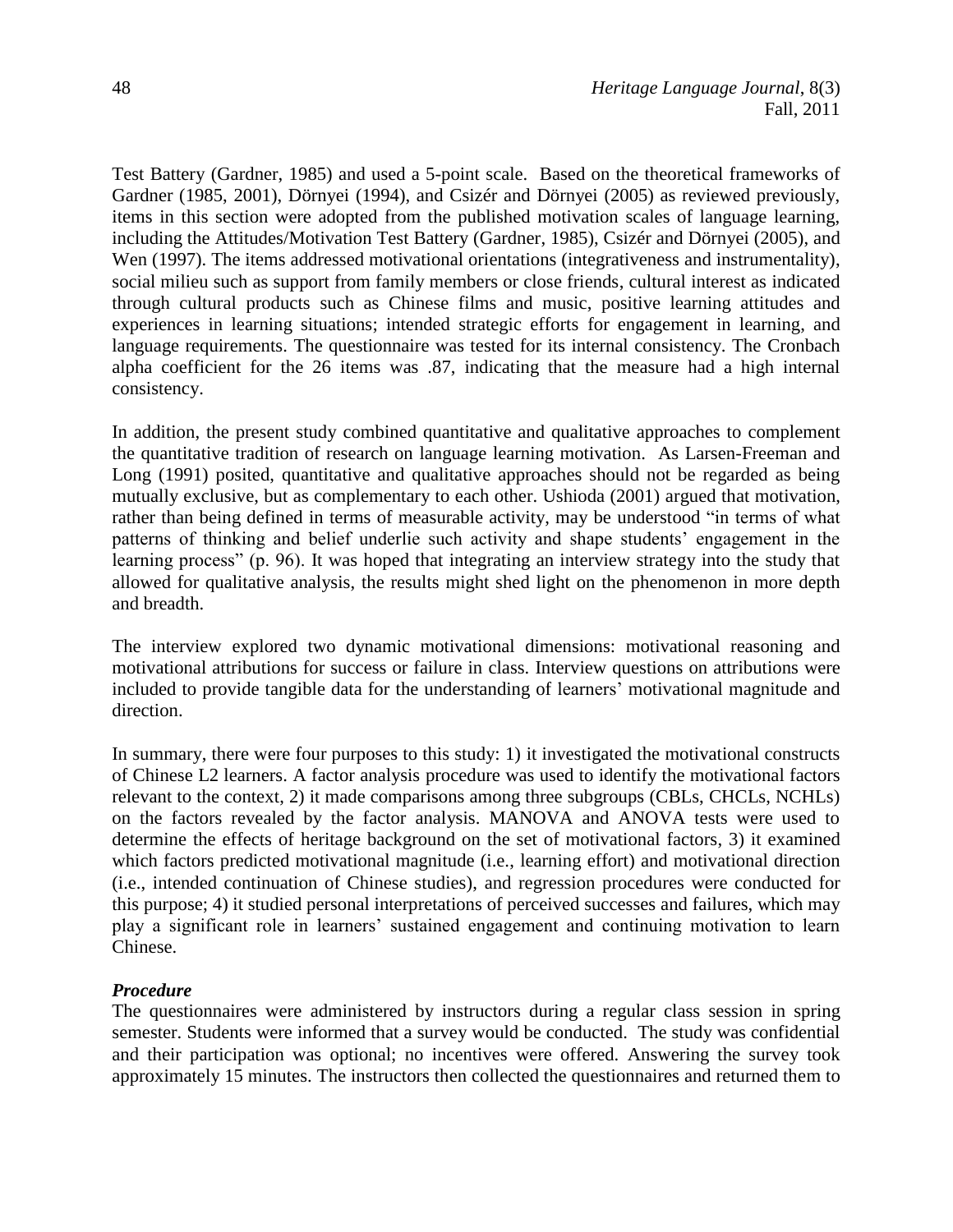Test Battery (Gardner, 1985) and used a 5-point scale. Based on the theoretical frameworks of Gardner (1985, 2001), Dörnyei (1994), and Csizér and Dörnyei (2005) as reviewed previously, items in this section were adopted from the published motivation scales of language learning, including the Attitudes/Motivation Test Battery (Gardner, 1985), Csizér and Dörnyei (2005), and Wen (1997). The items addressed motivational orientations (integrativeness and instrumentality), social milieu such as support from family members or close friends, cultural interest as indicated through cultural products such as Chinese films and music, positive learning attitudes and experiences in learning situations; intended strategic efforts for engagement in learning, and language requirements. The questionnaire was tested for its internal consistency. The Cronbach alpha coefficient for the 26 items was .87, indicating that the measure had a high internal consistency.

In addition, the present study combined quantitative and qualitative approaches to complement the quantitative tradition of research on language learning motivation. As Larsen-Freeman and Long (1991) posited, quantitative and qualitative approaches should not be regarded as being mutually exclusive, but as complementary to each other. Ushioda (2001) argued that motivation, rather than being defined in terms of measurable activity, may be understood "in terms of what patterns of thinking and belief underlie such activity and shape students' engagement in the learning process" (p. 96). It was hoped that integrating an interview strategy into the study that allowed for qualitative analysis, the results might shed light on the phenomenon in more depth and breadth.

The interview explored two dynamic motivational dimensions: motivational reasoning and motivational attributions for success or failure in class. Interview questions on attributions were included to provide tangible data for the understanding of learners' motivational magnitude and direction.

In summary, there were four purposes to this study: 1) it investigated the motivational constructs of Chinese L2 learners. A factor analysis procedure was used to identify the motivational factors relevant to the context, 2) it made comparisons among three subgroups (CBLs, CHCLs, NCHLs) on the factors revealed by the factor analysis. MANOVA and ANOVA tests were used to determine the effects of heritage background on the set of motivational factors, 3) it examined which factors predicted motivational magnitude (i.e., learning effort) and motivational direction (i.e., intended continuation of Chinese studies), and regression procedures were conducted for this purpose; 4) it studied personal interpretations of perceived successes and failures, which may play a significant role in learners' sustained engagement and continuing motivation to learn Chinese.

### *Procedure*

The questionnaires were administered by instructors during a regular class session in spring semester. Students were informed that a survey would be conducted. The study was confidential and their participation was optional; no incentives were offered. Answering the survey took approximately 15 minutes. The instructors then collected the questionnaires and returned them to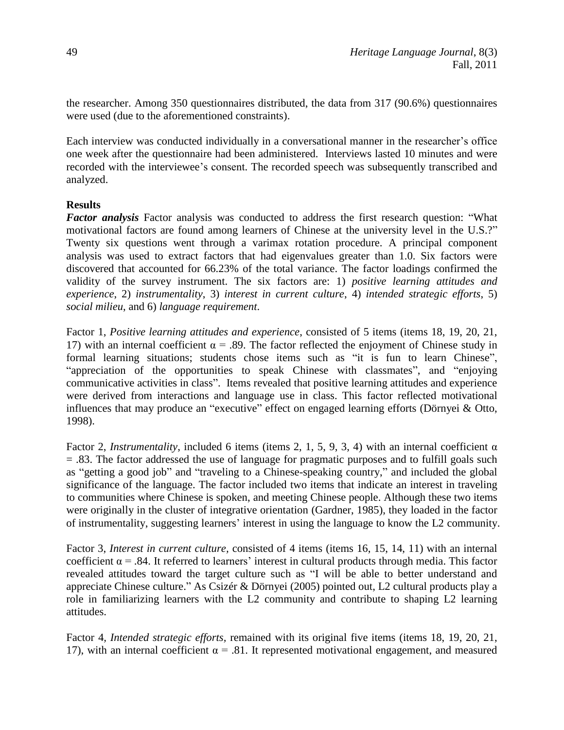the researcher. Among 350 questionnaires distributed, the data from 317 (90.6%) questionnaires were used (due to the aforementioned constraints).

Each interview was conducted individually in a conversational manner in the researcher's office one week after the questionnaire had been administered. Interviews lasted 10 minutes and were recorded with the interviewee's consent. The recorded speech was subsequently transcribed and analyzed.

## Results

***Factor analysis*** Factor analysis was conducted to address the first research question: "What motivational factors are found among learners of Chinese at the university level in the U.S.?" Twenty six questions went through a varimax rotation procedure. A principal component analysis was used to extract factors that had eigenvalues greater than 1.0. Six factors were discovered that accounted for 66.23% of the total variance. The factor loadings confirmed the validity of the survey instrument. The six factors are: 1) *positive learning attitudes and experience*, 2) *instrumentality*, 3) *interest in current culture*, 4) *intended strategic efforts*, 5) *social milieu*, and 6) *language requirement*.

Factor 1, *Positive learning attitudes and experience*, consisted of 5 items (items 18, 19, 20, 21, 17) with an internal coefficient $\alpha = .89$. The factor reflected the enjoyment of Chinese study in formal learning situations; students chose items such as "it is fun to learn Chinese", "appreciation of the opportunities to speak Chinese with classmates", and "enjoying communicative activities in class". Items revealed that positive learning attitudes and experience were derived from interactions and language use in class. This factor reflected motivational influences that may produce an "executive" effect on engaged learning efforts (Dörnyei & Otto, 1998).

Factor 2, *Instrumentality*, included 6 items (items 2, 1, 5, 9, 3, 4) with an internal coefficient $\alpha = .83$. The factor addressed the use of language for pragmatic purposes and to fulfill goals such as "getting a good job" and "traveling to a Chinese-speaking country," and included the global significance of the language. The factor included two items that indicate an interest in traveling to communities where Chinese is spoken, and meeting Chinese people. Although these two items were originally in the cluster of integrative orientation (Gardner, 1985), they loaded in the factor of instrumentality, suggesting learners' interest in using the language to know the L2 community.

Factor 3, *Interest in current culture,* consisted of 4 items (items 16, 15, 14, 11) with an internal coefficient $\alpha = .84$. It referred to learners' interest in cultural products through media. This factor revealed attitudes toward the target culture such as "I will be able to better understand and appreciate Chinese culture." As Csizér & Dörnyei (2005) pointed out, L2 cultural products play a role in familiarizing learners with the L2 community and contribute to shaping L2 learning attitudes.

Factor 4, *Intended strategic efforts,* remained with its original five items (items 18, 19, 20, 21, 17), with an internal coefficient $\alpha = .81$. It represented motivational engagement, and measured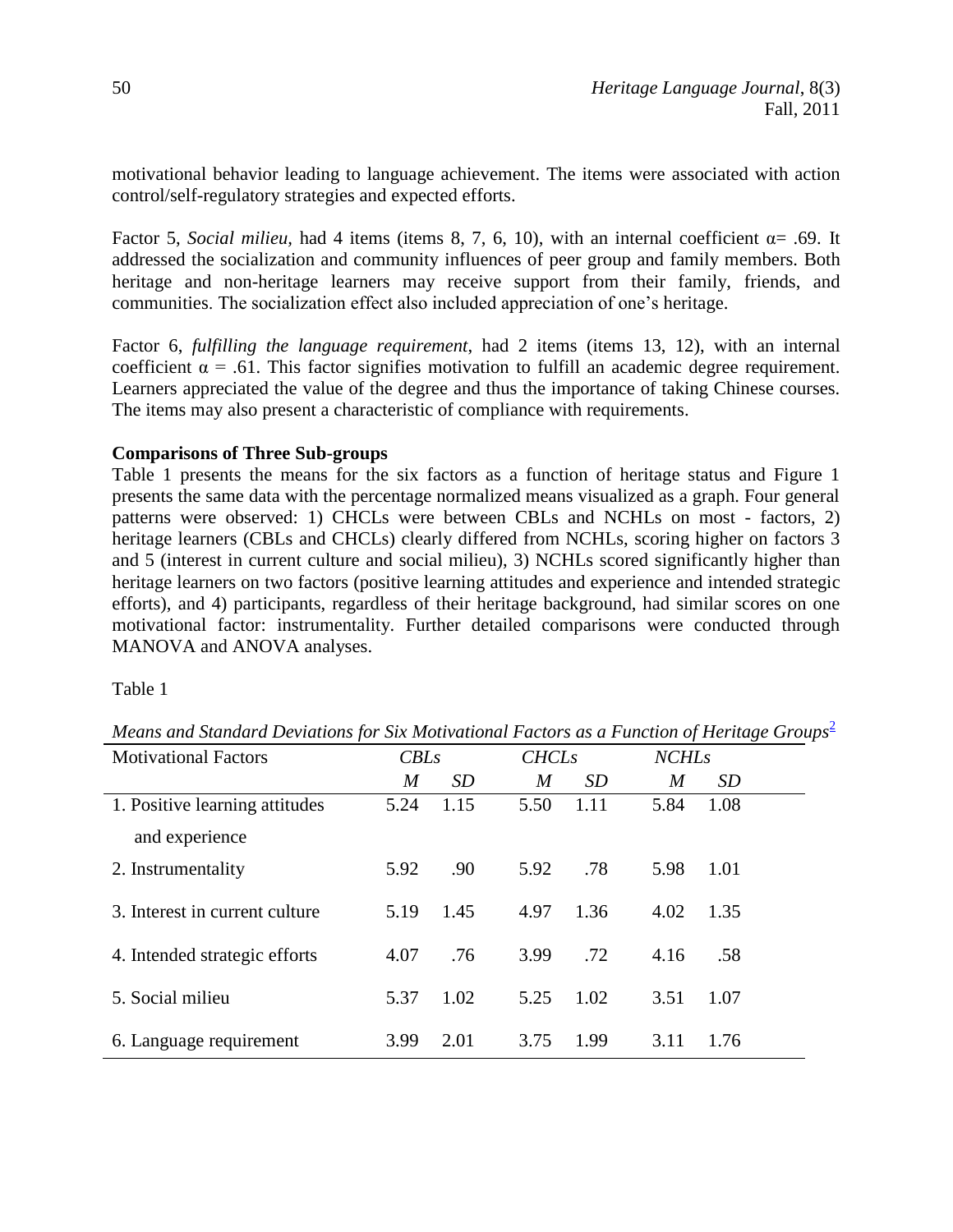motivational behavior leading to language achievement. The items were associated with action control/self-regulatory strategies and expected efforts.

Factor 5, *Social milieu*, had 4 items (items 8, 7, 6, 10), with an internal coefficient $\alpha = .69$. It addressed the socialization and community influences of peer group and family members. Both heritage and non-heritage learners may receive support from their family, friends, and communities. The socialization effect also included appreciation of one's heritage.

Factor 6, *fulfilling the language requirement*, had 2 items (items 13, 12), with an internal coefficient $\alpha = .61$. This factor signifies motivation to fulfill an academic degree requirement. Learners appreciated the value of the degree and thus the importance of taking Chinese courses. The items may also present a characteristic of compliance with requirements.

**Comparisons of Three Sub-groups**

Table 1 presents the means for the six factors as a function of heritage status and Figure 1 presents the same data with the percentage normalized means visualized as a graph. Four general patterns were observed: 1) CHCLs were between CBLs and NCHLs on most - factors, 2) heritage learners (CBLs and CHCLs) clearly differed from NCHLs, scoring higher on factors 3 and 5 (interest in current culture and social milieu), 3) NCHLs scored significantly higher than heritage learners on two factors (positive learning attitudes and experience and intended strategic efforts), and 4) participants, regardless of their heritage background, had similar scores on one motivational factor: instrumentality. Further detailed comparisons were conducted through MANOVA and ANOVA analyses.

Table 1

*Means and Standard Deviations for Six Motivational Factors as a Function of Heritage Groups*[2]

| Motivational Factors | *CBLs* | | *CHCLs* | | *NCHLs* | |
|---|---|---|---|---|---|---|
| | *M* | *SD* | *M* | *SD* | *M* | *SD* |
| 1. Positive learning attitudes and experience | 5.24 | 1.15 | 5.50 | 1.11 | 5.84 | 1.08 |
| 2. Instrumentality | 5.92 | .90 | 5.92 | .78 | 5.98 | 1.01 |
| 3. Interest in current culture | 5.19 | 1.45 | 4.97 | 1.36 | 4.02 | 1.35 |
| 4. Intended strategic efforts | 4.07 | .76 | 3.99 | .72 | 4.16 | .58 |
| 5. Social milieu | 5.37 | 1.02 | 5.25 | 1.02 | 3.51 | 1.07 |
| 6. Language requirement | 3.99 | 2.01 | 3.75 | 1.99 | 3.11 | 1.76 |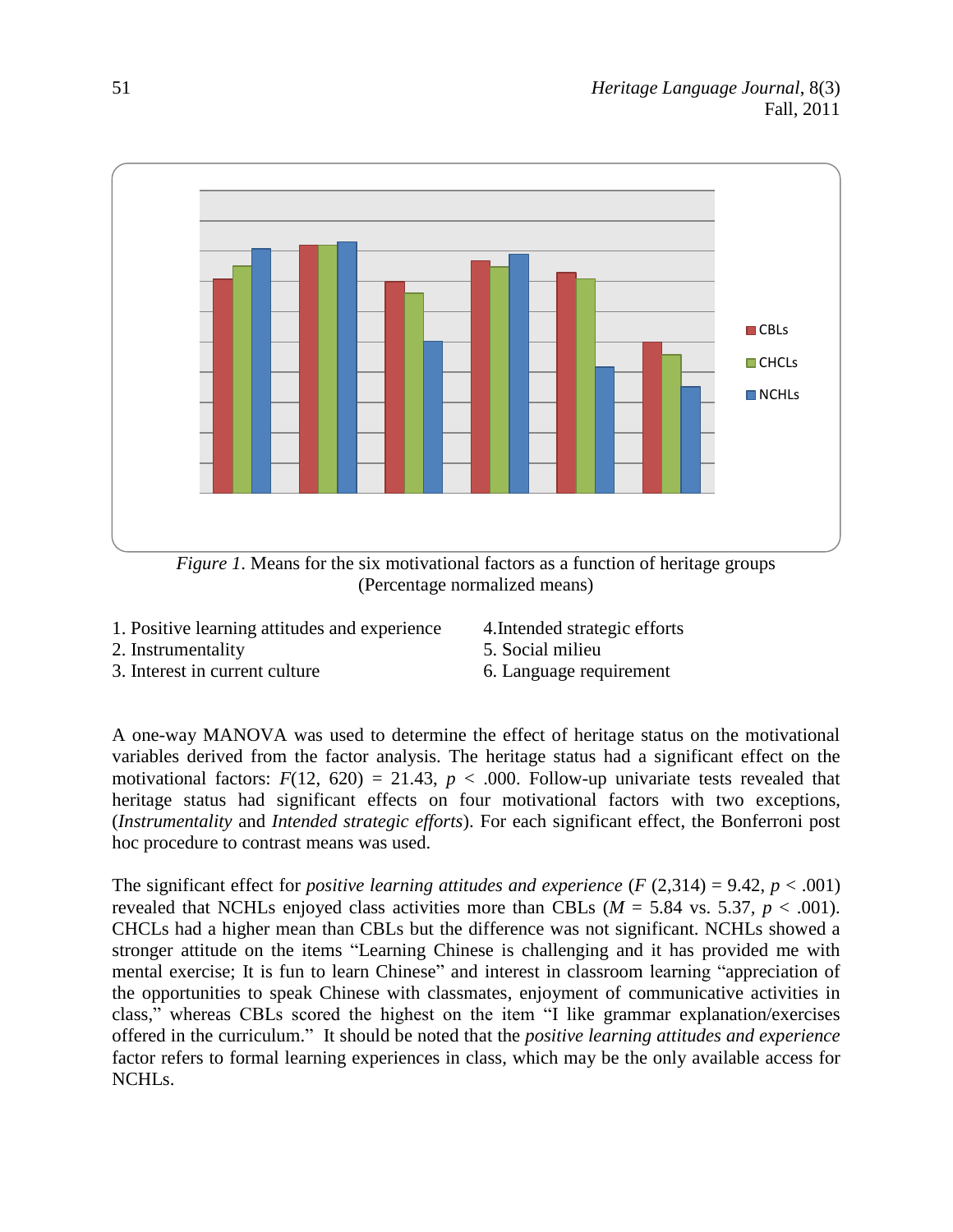*Figure 1*. Means for the six motivational factors as a function of heritage groups (Percentage normalized means)

1. Positive learning attitudes and experience
2. Instrumentality
3. Interest in current culture
4. Intended strategic efforts
5. Social milieu
6. Language requirement

A one-way MANOVA was used to determine the effect of heritage status on the motivational variables derived from the factor analysis. The heritage status had a significant effect on the motivational factors: $F(12, 620) = 21.43$, $p < .000$. Follow-up univariate tests revealed that heritage status had significant effects on four motivational factors with two exceptions, (*Instrumentality* and *Intended strategic efforts*). For each significant effect, the Bonferroni post hoc procedure to contrast means was used.

The significant effect for *positive learning attitudes and experience* ($F (2,314) = 9.42$, $p < .001$) revealed that NCHLs enjoyed class activities more than CBLs ($M = 5.84$ vs. 5.37, $p < .001$). CHCLs had a higher mean than CBLs but the difference was not significant. NCHLs showed a stronger attitude on the items "Learning Chinese is challenging and it has provided me with mental exercise; It is fun to learn Chinese" and interest in classroom learning "appreciation of the opportunities to speak Chinese with classmates, enjoyment of communicative activities in class," whereas CBLs scored the highest on the item "I like grammar explanation/exercises offered in the curriculum." It should be noted that the *positive learning attitudes and experience* factor refers to formal learning experiences in class, which may be the only available access for NCHLs.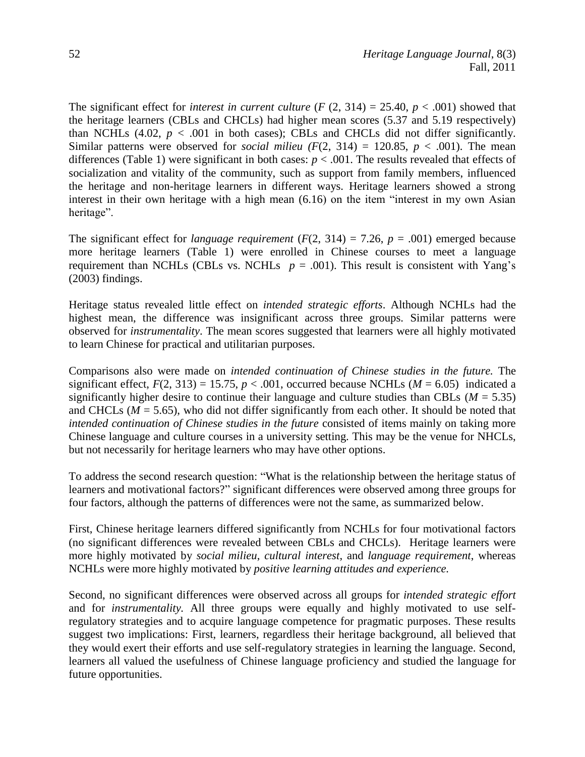The significant effect for *interest in current culture* ($F$ (2, 314) = 25.40, $p < .001$) showed that the heritage learners (CBLs and CHCLs) had higher mean scores (5.37 and 5.19 respectively) than NCHLs (4.02, $p < .001$ in both cases); CBLs and CHCLs did not differ significantly. Similar patterns were observed for *social milieu* ($F$(2, 314) = 120.85, $p < .001$). The mean differences (Table 1) were significant in both cases: $p < .001$. The results revealed that effects of socialization and vitality of the community, such as support from family members, influenced the heritage and non-heritage learners in different ways. Heritage learners showed a strong interest in their own heritage with a high mean (6.16) on the item "interest in my own Asian heritage".

The significant effect for *language requirement* ($F$(2, 314) = 7.26, $p = .001$) emerged because more heritage learners (Table 1) were enrolled in Chinese courses to meet a language requirement than NCHLs (CBLs vs. NCHLs $p = .001$). This result is consistent with Yang's (2003) findings.

Heritage status revealed little effect on *intended strategic efforts*. Although NCHLs had the highest mean, the difference was insignificant across three groups. Similar patterns were observed for *instrumentality*. The mean scores suggested that learners were all highly motivated to learn Chinese for practical and utilitarian purposes.

Comparisons also were made on *intended continuation of Chinese studies in the future.* The significant effect, $F$(2, 313) = 15.75, $p < .001$, occurred because NCHLs ($M$ = 6.05) indicated a significantly higher desire to continue their language and culture studies than CBLs ($M$ = 5.35) and CHCLs ($M$ = 5.65), who did not differ significantly from each other. It should be noted that *intended continuation of Chinese studies in the future* consisted of items mainly on taking more Chinese language and culture courses in a university setting. This may be the venue for NHCLs, but not necessarily for heritage learners who may have other options.

To address the second research question: "What is the relationship between the heritage status of learners and motivational factors?" significant differences were observed among three groups for four factors, although the patterns of differences were not the same, as summarized below.

First, Chinese heritage learners differed significantly from NCHLs for four motivational factors (no significant differences were revealed between CBLs and CHCLs). Heritage learners were more highly motivated by *social milieu*, *cultural interest*, and *language requirement*, whereas NCHLs were more highly motivated by *positive learning attitudes and experience.*

Second, no significant differences were observed across all groups for *intended strategic effort* and for *instrumentality.* All three groups were equally and highly motivated to use self-regulatory strategies and to acquire language competence for pragmatic purposes. These results suggest two implications: First, learners, regardless their heritage background, all believed that they would exert their efforts and use self-regulatory strategies in learning the language. Second, learners all valued the usefulness of Chinese language proficiency and studied the language for future opportunities.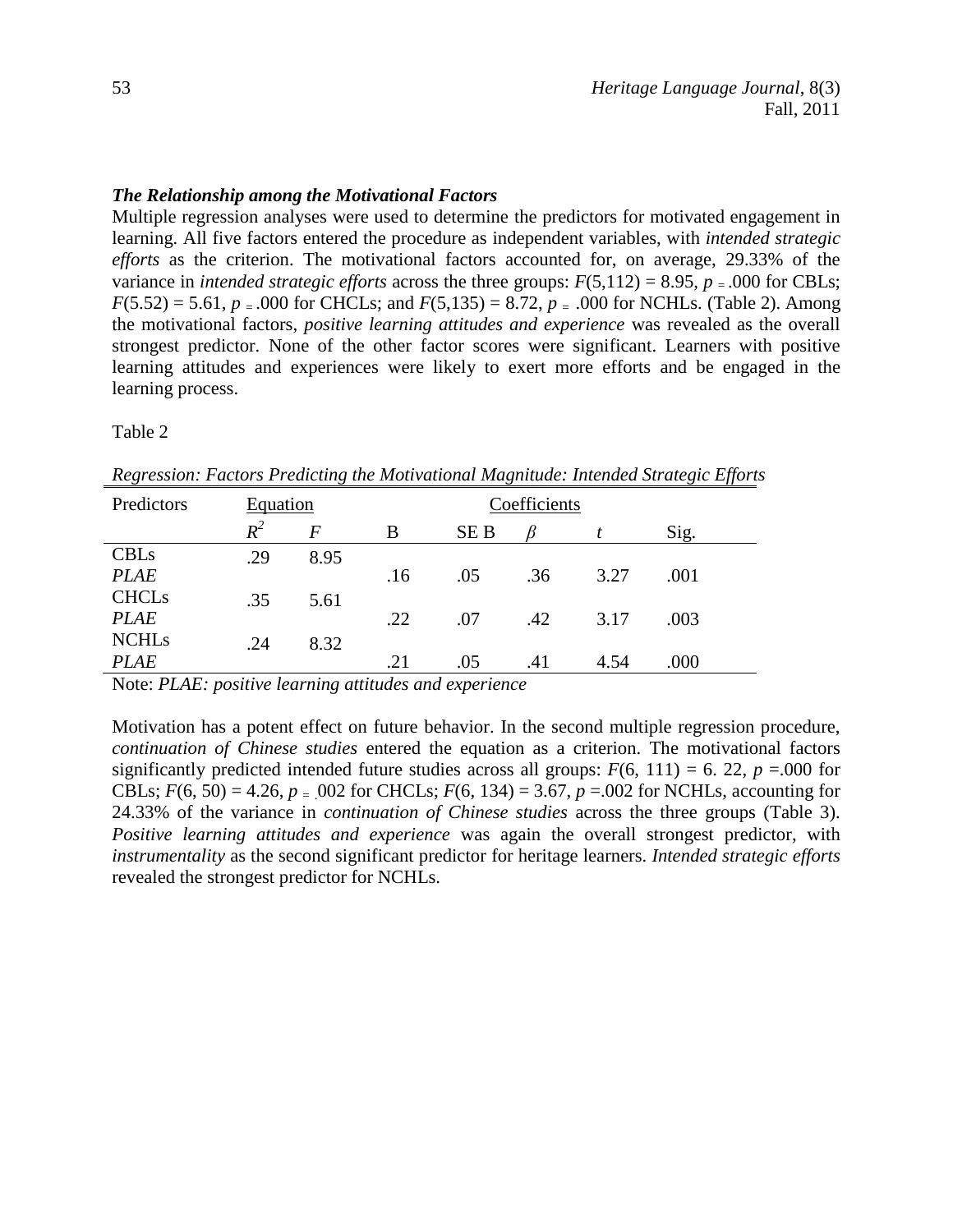### *The Relationship among the Motivational Factors*

Multiple regression analyses were used to determine the predictors for motivated engagement in learning. All five factors entered the procedure as independent variables, with *intended strategic efforts* as the criterion. The motivational factors accounted for, on average, 29.33% of the variance in *intended strategic efforts* across the three groups: $F(5,112) = 8.95$, $p = .000$ for CBLs; $F(5.52) = 5.61$, $p = .000$ for CHCLs; and $F(5,135) = 8.72$, $p = .000$ for NCHLs. (Table 2). Among the motivational factors, *positive learning attitudes and experience* was revealed as the overall strongest predictor. None of the other factor scores were significant. Learners with positive learning attitudes and experiences were likely to exert more efforts and be engaged in the learning process.

Table 2

*Regression: Factors Predicting the Motivational Magnitude: Intended Strategic Efforts*

| Predictors | Equation | | Coefficients | | | | |
|---|---|---|---|---|---|---|---|
| | $R^2$ | $F$ | B | SE B | $\beta$ | $t$ | Sig. |
| CBLs | .29 | 8.95 | | | | | |
| *PLAE* | | | .16 | .05 | .36 | 3.27 | .001 |
| CHCLs | .35 | 5.61 | | | | | |
| *PLAE* | | | .22 | .07 | .42 | 3.17 | .003 |
| NCHLs | .24 | 8.32 | | | | | |
| *PLAE* | | | .21 | .05 | .41 | 4.54 | .000 |

Note: *PLAE: positive learning attitudes and experience*

Motivation has a potent effect on future behavior. In the second multiple regression procedure, *continuation of Chinese studies* entered the equation as a criterion. The motivational factors significantly predicted intended future studies across all groups: $F(6, 111) = 6.22$, $p = .000$ for CBLs; $F(6, 50) = 4.26$, $p = .002$ for CHCLs; $F(6, 134) = 3.67$, $p = .002$ for NCHLs, accounting for 24.33% of the variance in *continuation of Chinese studies* across the three groups (Table 3). *Positive learning attitudes and experience* was again the overall strongest predictor, with *instrumentality* as the second significant predictor for heritage learners. *Intended strategic efforts* revealed the strongest predictor for NCHLs.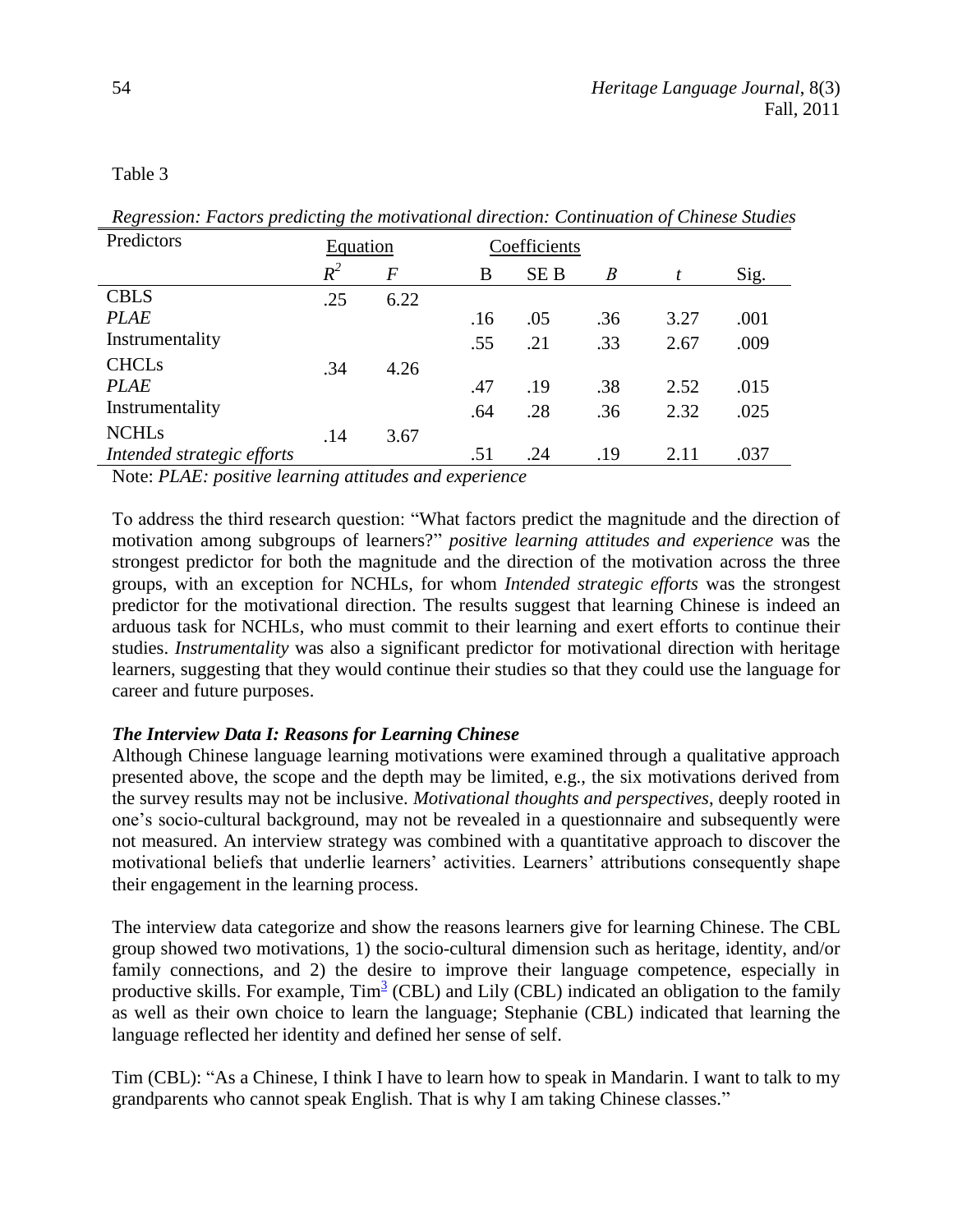Table 3

*Regression: Factors predicting the motivational direction: Continuation of Chinese Studies*

| Predictors | Equation | | Coefficients | | | | |
|---|---|---|---|---|---|---|---|
| | $R^2$ | *F* | B | SE B | *Β* | *t* | Sig. |
| CBLS | .25 | 6.22 | | | | | |
| *PLAE* | | | .16 | .05 | .36 | 3.27 | .001 |
| Instrumentality | | | .55 | .21 | .33 | 2.67 | .009 |
| CHCLs | .34 | 4.26 | | | | | |
| *PLAE* | | | .47 | .19 | .38 | 2.52 | .015 |
| Instrumentality | | | .64 | .28 | .36 | 2.32 | .025 |
| NCHLs | .14 | 3.67 | | | | | |
| *Intended strategic efforts* | | | .51 | .24 | .19 | 2.11 | .037 |

Note: *PLAE: positive learning attitudes and experience*

To address the third research question: "What factors predict the magnitude and the direction of motivation among subgroups of learners?" *positive learning attitudes and experience* was the strongest predictor for both the magnitude and the direction of the motivation across the three groups, with an exception for NCHLs, for whom *Intended strategic efforts* was the strongest predictor for the motivational direction. The results suggest that learning Chinese is indeed an arduous task for NCHLs, who must commit to their learning and exert efforts to continue their studies. *Instrumentality* was also a significant predictor for motivational direction with heritage learners, suggesting that they would continue their studies so that they could use the language for career and future purposes.

### *The Interview Data I: Reasons for Learning Chinese*

Although Chinese language learning motivations were examined through a qualitative approach presented above, the scope and the depth may be limited, e.g., the six motivations derived from the survey results may not be inclusive. *Motivational thoughts and perspectives*, deeply rooted in one's socio-cultural background, may not be revealed in a questionnaire and subsequently were not measured. An interview strategy was combined with a quantitative approach to discover the motivational beliefs that underlie learners' activities. Learners' attributions consequently shape their engagement in the learning process.

The interview data categorize and show the reasons learners give for learning Chinese. The CBL group showed two motivations, 1) the socio-cultural dimension such as heritage, identity, and/or family connections, and 2) the desire to improve their language competence, especially in productive skills. For example, Tim[3] (CBL) and Lily (CBL) indicated an obligation to the family as well as their own choice to learn the language; Stephanie (CBL) indicated that learning the language reflected her identity and defined her sense of self.

Tim (CBL): "As a Chinese, I think I have to learn how to speak in Mandarin. I want to talk to my grandparents who cannot speak English. That is why I am taking Chinese classes."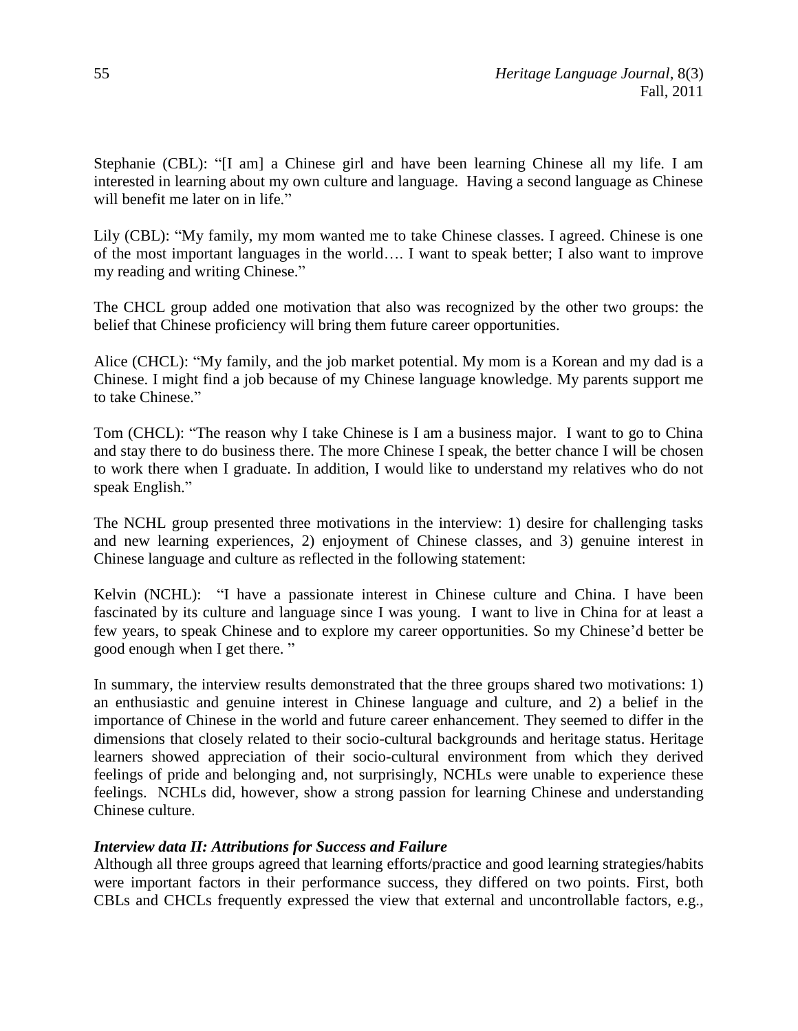Stephanie (CBL): "[I am] a Chinese girl and have been learning Chinese all my life. I am interested in learning about my own culture and language. Having a second language as Chinese will benefit me later on in life."

Lily (CBL): "My family, my mom wanted me to take Chinese classes. I agreed. Chinese is one of the most important languages in the world…. I want to speak better; I also want to improve my reading and writing Chinese."

The CHCL group added one motivation that also was recognized by the other two groups: the belief that Chinese proficiency will bring them future career opportunities.

Alice (CHCL): "My family, and the job market potential. My mom is a Korean and my dad is a Chinese. I might find a job because of my Chinese language knowledge. My parents support me to take Chinese."

Tom (CHCL): "The reason why I take Chinese is I am a business major. I want to go to China and stay there to do business there. The more Chinese I speak, the better chance I will be chosen to work there when I graduate. In addition, I would like to understand my relatives who do not speak English."

The NCHL group presented three motivations in the interview: 1) desire for challenging tasks and new learning experiences, 2) enjoyment of Chinese classes, and 3) genuine interest in Chinese language and culture as reflected in the following statement:

Kelvin (NCHL): "I have a passionate interest in Chinese culture and China. I have been fascinated by its culture and language since I was young. I want to live in China for at least a few years, to speak Chinese and to explore my career opportunities. So my Chinese'd better be good enough when I get there. "

In summary, the interview results demonstrated that the three groups shared two motivations: 1) an enthusiastic and genuine interest in Chinese language and culture, and 2) a belief in the importance of Chinese in the world and future career enhancement. They seemed to differ in the dimensions that closely related to their socio-cultural backgrounds and heritage status. Heritage learners showed appreciation of their socio-cultural environment from which they derived feelings of pride and belonging and, not surprisingly, NCHLs were unable to experience these feelings. NCHLs did, however, show a strong passion for learning Chinese and understanding Chinese culture.

***Interview data II: Attributions for Success and Failure***

Although all three groups agreed that learning efforts/practice and good learning strategies/habits were important factors in their performance success, they differed on two points. First, both CBLs and CHCLs frequently expressed the view that external and uncontrollable factors, e.g.,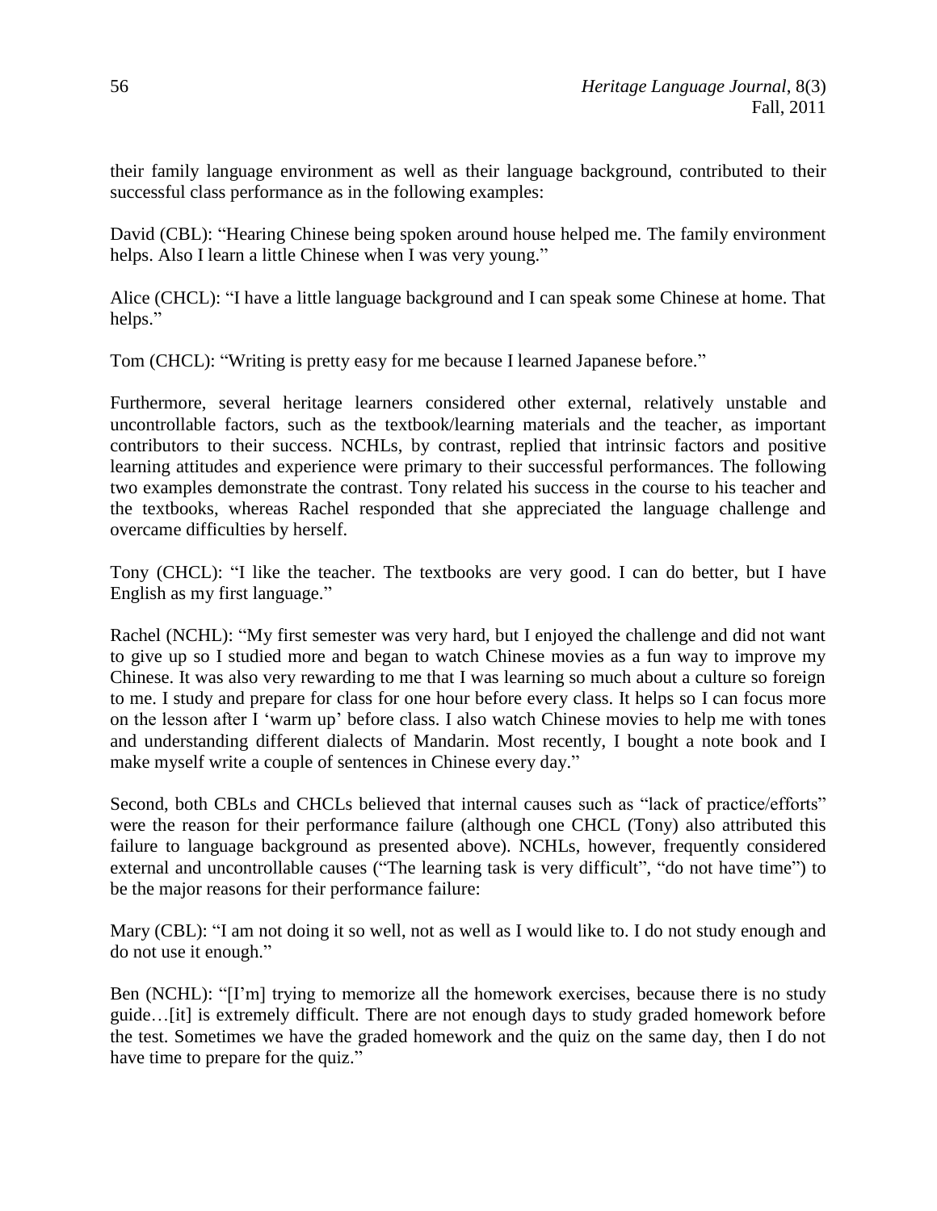their family language environment as well as their language background, contributed to their successful class performance as in the following examples:

David (CBL): "Hearing Chinese being spoken around house helped me. The family environment helps. Also I learn a little Chinese when I was very young."

Alice (CHCL): "I have a little language background and I can speak some Chinese at home. That helps."

Tom (CHCL): "Writing is pretty easy for me because I learned Japanese before."

Furthermore, several heritage learners considered other external, relatively unstable and uncontrollable factors, such as the textbook/learning materials and the teacher, as important contributors to their success. NCHLs, by contrast, replied that intrinsic factors and positive learning attitudes and experience were primary to their successful performances. The following two examples demonstrate the contrast. Tony related his success in the course to his teacher and the textbooks, whereas Rachel responded that she appreciated the language challenge and overcame difficulties by herself.

Tony (CHCL): "I like the teacher. The textbooks are very good. I can do better, but I have English as my first language."

Rachel (NCHL): "My first semester was very hard, but I enjoyed the challenge and did not want to give up so I studied more and began to watch Chinese movies as a fun way to improve my Chinese. It was also very rewarding to me that I was learning so much about a culture so foreign to me. I study and prepare for class for one hour before every class. It helps so I can focus more on the lesson after I 'warm up' before class. I also watch Chinese movies to help me with tones and understanding different dialects of Mandarin. Most recently, I bought a note book and I make myself write a couple of sentences in Chinese every day."

Second, both CBLs and CHCLs believed that internal causes such as "lack of practice/efforts" were the reason for their performance failure (although one CHCL (Tony) also attributed this failure to language background as presented above). NCHLs, however, frequently considered external and uncontrollable causes ("The learning task is very difficult", "do not have time") to be the major reasons for their performance failure:

Mary (CBL): "I am not doing it so well, not as well as I would like to. I do not study enough and do not use it enough."

Ben (NCHL): "[I'm] trying to memorize all the homework exercises, because there is no study guide…[it] is extremely difficult. There are not enough days to study graded homework before the test. Sometimes we have the graded homework and the quiz on the same day, then I do not have time to prepare for the quiz."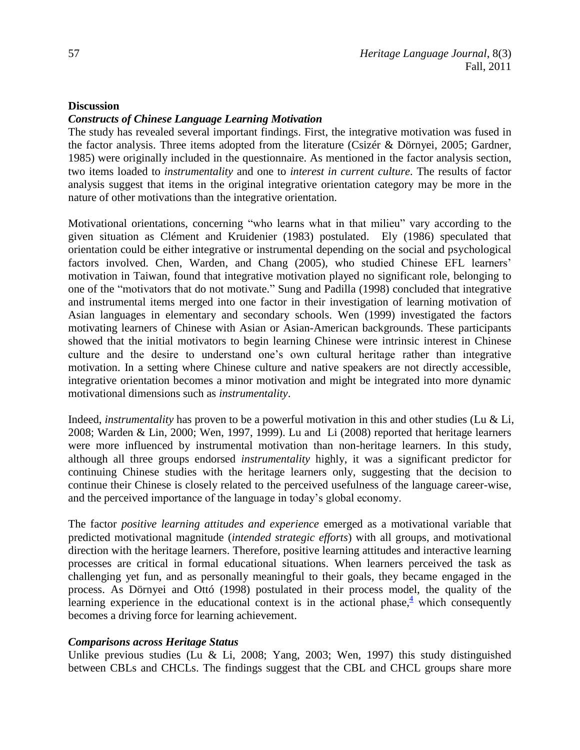## Discussion

### *Constructs of Chinese Language Learning Motivation*

The study has revealed several important findings. First, the integrative motivation was fused in the factor analysis. Three items adopted from the literature (Csizér & Dörnyei, 2005; Gardner, 1985) were originally included in the questionnaire. As mentioned in the factor analysis section, two items loaded to *instrumentality* and one to *interest in current culture*. The results of factor analysis suggest that items in the original integrative orientation category may be more in the nature of other motivations than the integrative orientation.

Motivational orientations, concerning "who learns what in that milieu" vary according to the given situation as Clément and Kruidenier (1983) postulated. Ely (1986) speculated that orientation could be either integrative or instrumental depending on the social and psychological factors involved. Chen, Warden, and Chang (2005), who studied Chinese EFL learners' motivation in Taiwan, found that integrative motivation played no significant role, belonging to one of the "motivators that do not motivate." Sung and Padilla (1998) concluded that integrative and instrumental items merged into one factor in their investigation of learning motivation of Asian languages in elementary and secondary schools. Wen (1999) investigated the factors motivating learners of Chinese with Asian or Asian-American backgrounds. These participants showed that the initial motivators to begin learning Chinese were intrinsic interest in Chinese culture and the desire to understand one's own cultural heritage rather than integrative motivation. In a setting where Chinese culture and native speakers are not directly accessible, integrative orientation becomes a minor motivation and might be integrated into more dynamic motivational dimensions such as *instrumentality*.

Indeed, *instrumentality* has proven to be a powerful motivation in this and other studies (Lu & Li, 2008; Warden & Lin, 2000; Wen, 1997, 1999). Lu and Li (2008) reported that heritage learners were more influenced by instrumental motivation than non-heritage learners. In this study, although all three groups endorsed *instrumentality* highly, it was a significant predictor for continuing Chinese studies with the heritage learners only, suggesting that the decision to continue their Chinese is closely related to the perceived usefulness of the language career-wise, and the perceived importance of the language in today's global economy.

The factor *positive learning attitudes and experience* emerged as a motivational variable that predicted motivational magnitude (*intended strategic efforts*) with all groups, and motivational direction with the heritage learners. Therefore, positive learning attitudes and interactive learning processes are critical in formal educational situations. When learners perceived the task as challenging yet fun, and as personally meaningful to their goals, they became engaged in the process. As Dörnyei and Ottó (1998) postulated in their process model, the quality of the learning experience in the educational context is in the actional phase,[4] which consequently becomes a driving force for learning achievement.

### *Comparisons across Heritage Status*

Unlike previous studies (Lu & Li, 2008; Yang, 2003; Wen, 1997) this study distinguished between CBLs and CHCLs. The findings suggest that the CBL and CHCL groups share more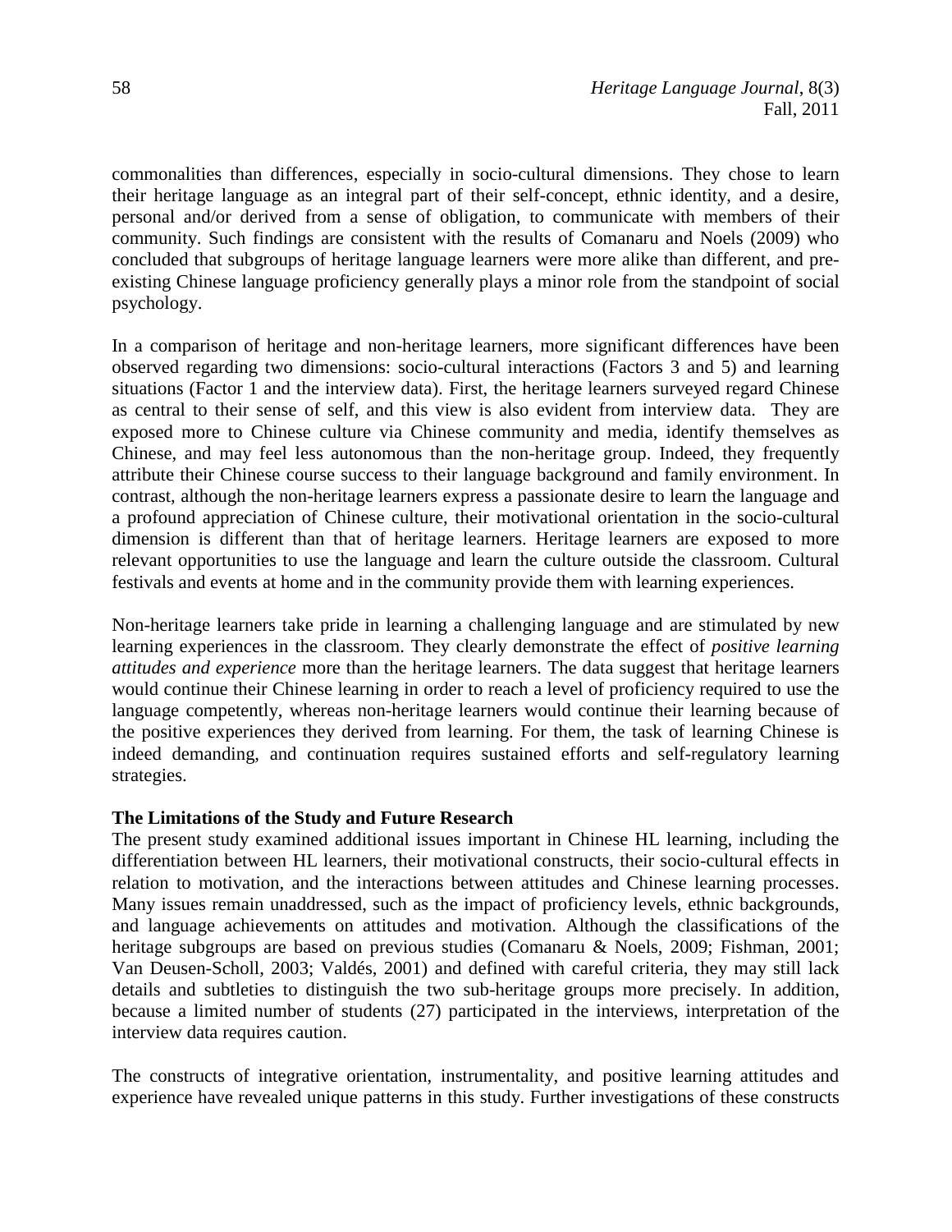commonalities than differences, especially in socio-cultural dimensions. They chose to learn their heritage language as an integral part of their self-concept, ethnic identity, and a desire, personal and/or derived from a sense of obligation, to communicate with members of their community. Such findings are consistent with the results of Comanaru and Noels (2009) who concluded that subgroups of heritage language learners were more alike than different, and pre-existing Chinese language proficiency generally plays a minor role from the standpoint of social psychology.

In a comparison of heritage and non-heritage learners, more significant differences have been observed regarding two dimensions: socio-cultural interactions (Factors 3 and 5) and learning situations (Factor 1 and the interview data). First, the heritage learners surveyed regard Chinese as central to their sense of self, and this view is also evident from interview data. They are exposed more to Chinese culture via Chinese community and media, identify themselves as Chinese, and may feel less autonomous than the non-heritage group. Indeed, they frequently attribute their Chinese course success to their language background and family environment. In contrast, although the non-heritage learners express a passionate desire to learn the language and a profound appreciation of Chinese culture, their motivational orientation in the socio-cultural dimension is different than that of heritage learners. Heritage learners are exposed to more relevant opportunities to use the language and learn the culture outside the classroom. Cultural festivals and events at home and in the community provide them with learning experiences.

Non-heritage learners take pride in learning a challenging language and are stimulated by new learning experiences in the classroom. They clearly demonstrate the effect of *positive learning attitudes and experience* more than the heritage learners. The data suggest that heritage learners would continue their Chinese learning in order to reach a level of proficiency required to use the language competently, whereas non-heritage learners would continue their learning because of the positive experiences they derived from learning. For them, the task of learning Chinese is indeed demanding, and continuation requires sustained efforts and self-regulatory learning strategies.

**The Limitations of the Study and Future Research**

The present study examined additional issues important in Chinese HL learning, including the differentiation between HL learners, their motivational constructs, their socio-cultural effects in relation to motivation, and the interactions between attitudes and Chinese learning processes. Many issues remain unaddressed, such as the impact of proficiency levels, ethnic backgrounds, and language achievements on attitudes and motivation. Although the classifications of the heritage subgroups are based on previous studies (Comanaru & Noels, 2009; Fishman, 2001; Van Deusen-Scholl, 2003; Valdés, 2001) and defined with careful criteria, they may still lack details and subtleties to distinguish the two sub-heritage groups more precisely. In addition, because a limited number of students (27) participated in the interviews, interpretation of the interview data requires caution.

The constructs of integrative orientation, instrumentality, and positive learning attitudes and experience have revealed unique patterns in this study. Further investigations of these constructs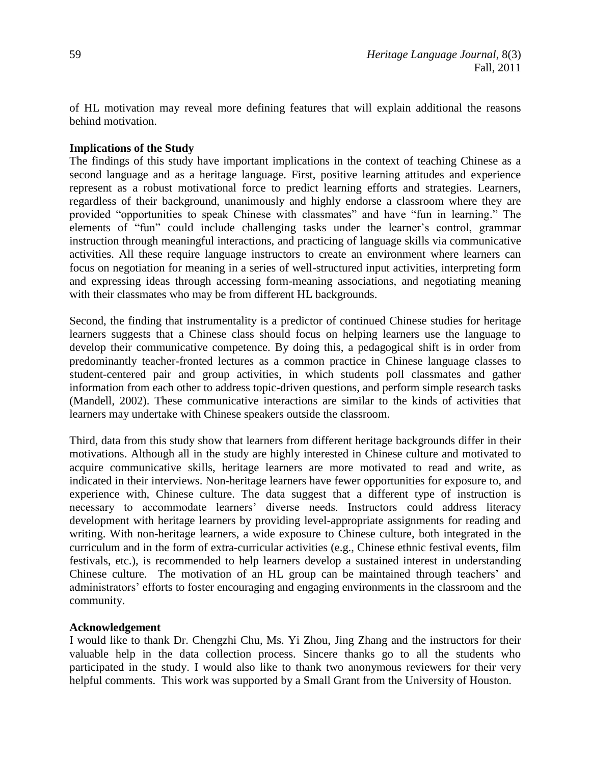of HL motivation may reveal more defining features that will explain additional the reasons behind motivation.

**Implications of the Study**

The findings of this study have important implications in the context of teaching Chinese as a second language and as a heritage language. First, positive learning attitudes and experience represent as a robust motivational force to predict learning efforts and strategies. Learners, regardless of their background, unanimously and highly endorse a classroom where they are provided "opportunities to speak Chinese with classmates" and have "fun in learning." The elements of "fun" could include challenging tasks under the learner's control, grammar instruction through meaningful interactions, and practicing of language skills via communicative activities. All these require language instructors to create an environment where learners can focus on negotiation for meaning in a series of well-structured input activities, interpreting form and expressing ideas through accessing form-meaning associations, and negotiating meaning with their classmates who may be from different HL backgrounds.

Second, the finding that instrumentality is a predictor of continued Chinese studies for heritage learners suggests that a Chinese class should focus on helping learners use the language to develop their communicative competence. By doing this, a pedagogical shift is in order from predominantly teacher-fronted lectures as a common practice in Chinese language classes to student-centered pair and group activities, in which students poll classmates and gather information from each other to address topic-driven questions, and perform simple research tasks (Mandell, 2002). These communicative interactions are similar to the kinds of activities that learners may undertake with Chinese speakers outside the classroom.

Third, data from this study show that learners from different heritage backgrounds differ in their motivations. Although all in the study are highly interested in Chinese culture and motivated to acquire communicative skills, heritage learners are more motivated to read and write, as indicated in their interviews. Non-heritage learners have fewer opportunities for exposure to, and experience with, Chinese culture. The data suggest that a different type of instruction is necessary to accommodate learners' diverse needs. Instructors could address literacy development with heritage learners by providing level-appropriate assignments for reading and writing. With non-heritage learners, a wide exposure to Chinese culture, both integrated in the curriculum and in the form of extra-curricular activities (e.g., Chinese ethnic festival events, film festivals, etc.), is recommended to help learners develop a sustained interest in understanding Chinese culture. The motivation of an HL group can be maintained through teachers' and administrators' efforts to foster encouraging and engaging environments in the classroom and the community.

**Acknowledgement**

I would like to thank Dr. Chengzhi Chu, Ms. Yi Zhou, Jing Zhang and the instructors for their valuable help in the data collection process. Sincere thanks go to all the students who participated in the study. I would also like to thank two anonymous reviewers for their very helpful comments. This work was supported by a Small Grant from the University of Houston.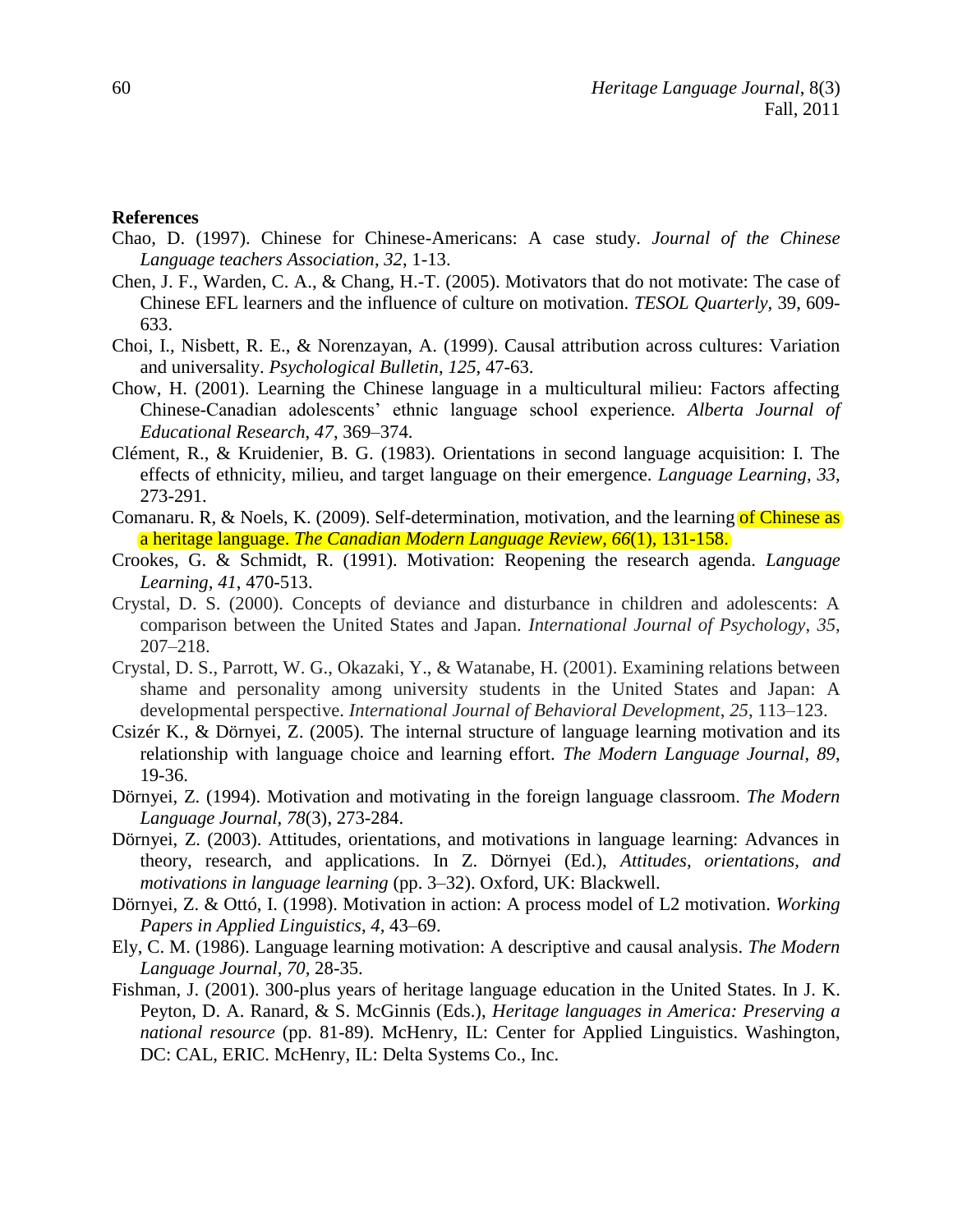**References**

Chao, D. (1997). Chinese for Chinese-Americans: A case study. *Journal of the Chinese Language teachers Association*, *32*, 1-13.

Chen, J. F., Warden, C. A., & Chang, H.-T. (2005). Motivators that do not motivate: The case of Chinese EFL learners and the influence of culture on motivation. *TESOL Quarterly*, 39, 609-633.

Choi, I., Nisbett, R. E., & Norenzayan, A. (1999). Causal attribution across cultures: Variation and universality. *Psychological Bulletin*, *125*, 47-63.

Chow, H. (2001). Learning the Chinese language in a multicultural milieu: Factors affecting Chinese-Canadian adolescents' ethnic language school experience. *Alberta Journal of Educational Research*, *47*, 369–374.

Clément, R., & Kruidenier, B. G. (1983). Orientations in second language acquisition: I. The effects of ethnicity, milieu, and target language on their emergence. *Language Learning*, *33*, 273-291.

Comanaru. R, & Noels, K. (2009). Self-determination, motivation, and the learning of Chinese as a heritage language. *The Canadian Modern Language Review*, *66*(1), 131-158.

Crookes, G. & Schmidt, R. (1991). Motivation: Reopening the research agenda. *Language Learning*, *41*, 470-513.

Crystal, D. S. (2000). Concepts of deviance and disturbance in children and adolescents: A comparison between the United States and Japan. *International Journal of Psychology*, *35*, 207–218.

Crystal, D. S., Parrott, W. G., Okazaki, Y., & Watanabe, H. (2001). Examining relations between shame and personality among university students in the United States and Japan: A developmental perspective. *International Journal of Behavioral Development*, *25*, 113–123.

Csizér K., & Dörnyei, Z. (2005). The internal structure of language learning motivation and its relationship with language choice and learning effort. *The Modern Language Journal*, *89*, 19-36.

Dörnyei, Z. (1994). Motivation and motivating in the foreign language classroom. *The Modern Language Journal*, *78*(3), 273-284.

Dörnyei, Z. (2003). Attitudes, orientations, and motivations in language learning: Advances in theory, research, and applications. In Z. Dörnyei (Ed.), *Attitudes, orientations, and motivations in language learning* (pp. 3–32). Oxford, UK: Blackwell.

Dörnyei, Z. & Ottó, I. (1998). Motivation in action: A process model of L2 motivation. *Working Papers in Applied Linguistics*, *4*, 43–69.

Ely, C. M. (1986). Language learning motivation: A descriptive and causal analysis. *The Modern Language Journal*, *70*, 28-35.

Fishman, J. (2001). 300-plus years of heritage language education in the United States. In J. K. Peyton, D. A. Ranard, & S. McGinnis (Eds.), *Heritage languages in America: Preserving a national resource* (pp. 81-89). McHenry, IL: Center for Applied Linguistics. Washington, DC: CAL, ERIC. McHenry, IL: Delta Systems Co., Inc.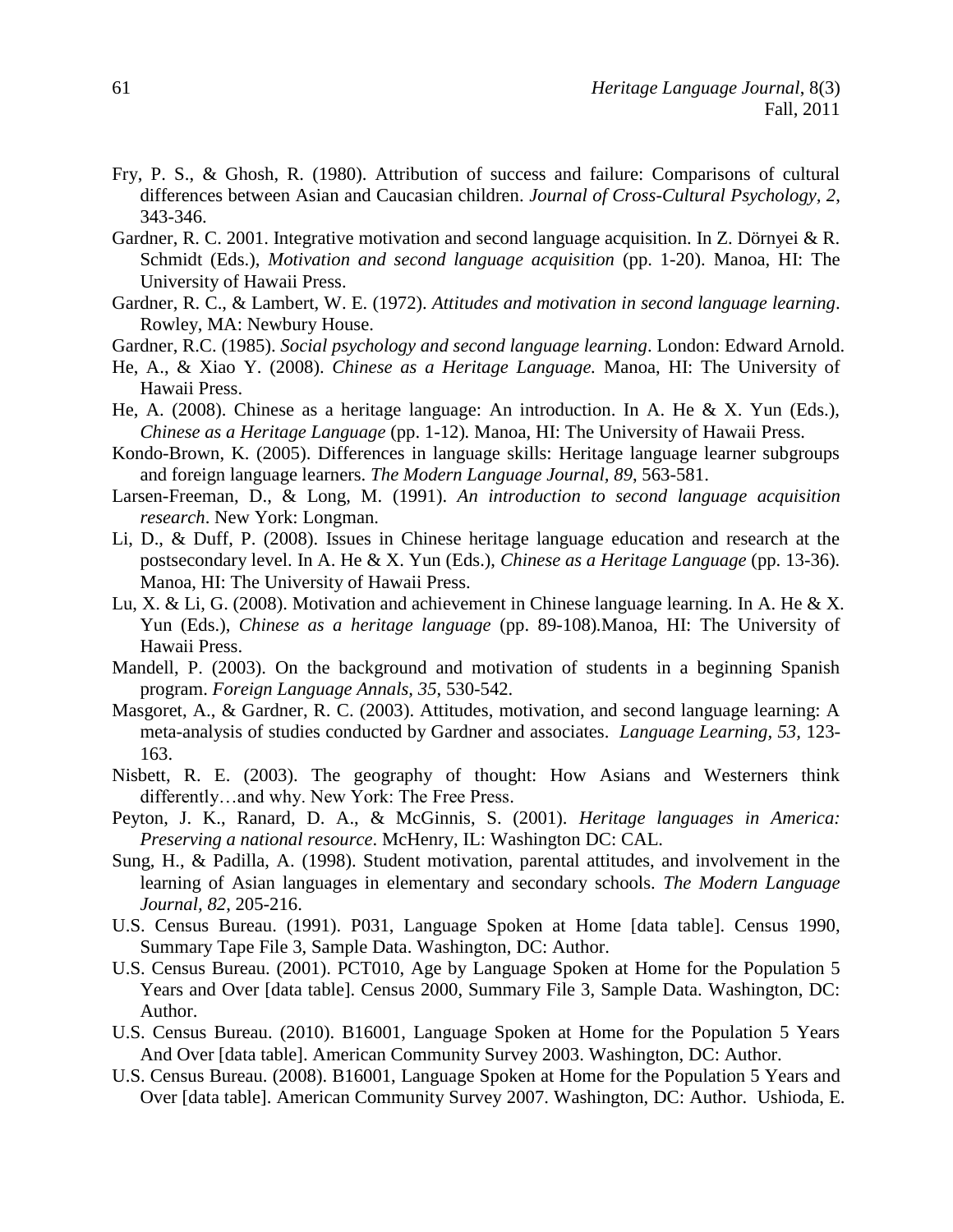Fry, P. S., & Ghosh, R. (1980). Attribution of success and failure: Comparisons of cultural differences between Asian and Caucasian children. *Journal of Cross-Cultural Psychology, 2*, 343-346.

Gardner, R. C. 2001. Integrative motivation and second language acquisition. In Z. Dörnyei & R. Schmidt (Eds.), *Motivation and second language acquisition* (pp. 1-20). Manoa, HI: The University of Hawaii Press.

Gardner, R. C., & Lambert, W. E. (1972). *Attitudes and motivation in second language learning*. Rowley, MA: Newbury House.

Gardner, R.C. (1985). *Social psychology and second language learning*. London: Edward Arnold.

He, A., & Xiao Y. (2008). *Chinese as a Heritage Language.* Manoa, HI: The University of Hawaii Press.

He, A. (2008). Chinese as a heritage language: An introduction. In A. He & X. Yun (Eds.), *Chinese as a Heritage Language* (pp. 1-12)*.* Manoa, HI: The University of Hawaii Press.

Kondo-Brown, K. (2005). Differences in language skills: Heritage language learner subgroups and foreign language learners. *The Modern Language Journal, 89*, 563-581.

Larsen-Freeman, D., & Long, M. (1991). *An introduction to second language acquisition research*. New York: Longman.

Li, D., & Duff, P. (2008). Issues in Chinese heritage language education and research at the postsecondary level. In A. He & X. Yun (Eds.), *Chinese as a Heritage Language* (pp. 13-36)*.* Manoa, HI: The University of Hawaii Press.

Lu, X. & Li, G. (2008). Motivation and achievement in Chinese language learning. In A. He & X. Yun (Eds.), *Chinese as a heritage language* (pp. 89-108).Manoa, HI: The University of Hawaii Press.

Mandell, P. (2003). On the background and motivation of students in a beginning Spanish program. *Foreign Language Annals, 35*, 530-542.

Masgoret, A., & Gardner, R. C. (2003). Attitudes, motivation, and second language learning: A meta-analysis of studies conducted by Gardner and associates. *Language Learning, 53,* 123-163.

Nisbett, R. E. (2003). The geography of thought: How Asians and Westerners think differently…and why. New York: The Free Press.

Peyton, J. K., Ranard, D. A., & McGinnis, S. (2001). *Heritage languages in America: Preserving a national resource*. McHenry, IL: Washington DC: CAL.

Sung, H., & Padilla, A. (1998). Student motivation, parental attitudes, and involvement in the learning of Asian languages in elementary and secondary schools. *The Modern Language Journal, 82*, 205-216.

U.S. Census Bureau. (1991). P031, Language Spoken at Home [data table]. Census 1990, Summary Tape File 3, Sample Data. Washington, DC: Author.

U.S. Census Bureau. (2001). PCT010, Age by Language Spoken at Home for the Population 5 Years and Over [data table]. Census 2000, Summary File 3, Sample Data. Washington, DC: Author.

U.S. Census Bureau. (2010). B16001, Language Spoken at Home for the Population 5 Years And Over [data table]. American Community Survey 2003. Washington, DC: Author.

U.S. Census Bureau. (2008). B16001, Language Spoken at Home for the Population 5 Years and Over [data table]. American Community Survey 2007. Washington, DC: Author. Ushioda, E.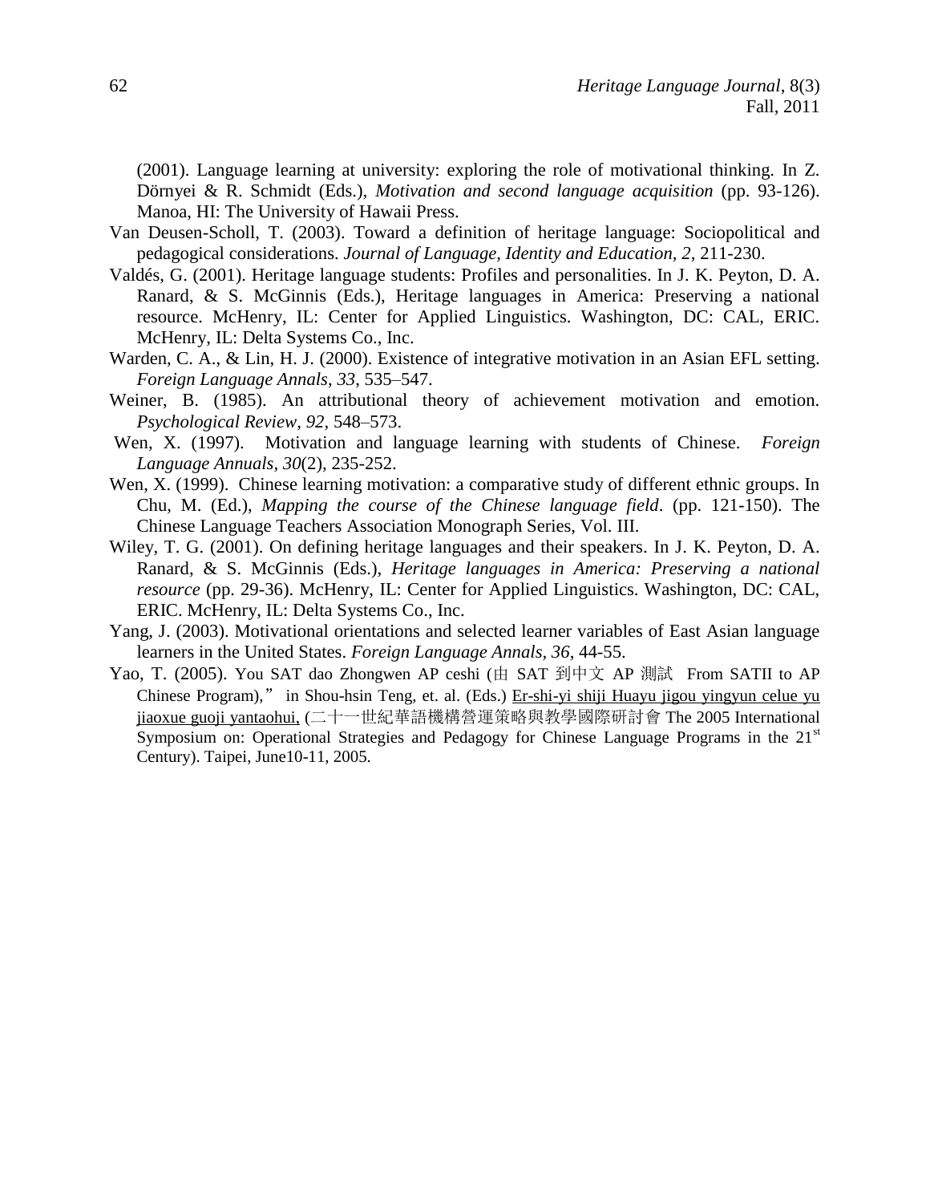(2001). Language learning at university: exploring the role of motivational thinking. In Z. Dörnyei & R. Schmidt (Eds.), *Motivation and second language acquisition* (pp. 93-126). Manoa, HI: The University of Hawaii Press.

Van Deusen-Scholl, T. (2003). Toward a definition of heritage language: Sociopolitical and pedagogical considerations. *Journal of Language, Identity and Education, 2*, 211-230.

Valdés, G. (2001). Heritage language students: Profiles and personalities. In J. K. Peyton, D. A. Ranard, & S. McGinnis (Eds.), Heritage languages in America: Preserving a national resource. McHenry, IL: Center for Applied Linguistics. Washington, DC: CAL, ERIC. McHenry, IL: Delta Systems Co., Inc.

Warden, C. A., & Lin, H. J. (2000). Existence of integrative motivation in an Asian EFL setting. *Foreign Language Annals*, *33*, 535–547.

Weiner, B. (1985). An attributional theory of achievement motivation and emotion. *Psychological Review*, *92*, 548–573.

Wen, X. (1997). Motivation and language learning with students of Chinese. *Foreign Language Annuals*, *30*(2), 235-252.

Wen, X. (1999). Chinese learning motivation: a comparative study of different ethnic groups. In Chu, M. (Ed.), *Mapping the course of the Chinese language field*. (pp. 121-150). The Chinese Language Teachers Association Monograph Series, Vol. III.

Wiley, T. G. (2001). On defining heritage languages and their speakers. In J. K. Peyton, D. A. Ranard, & S. McGinnis (Eds.), *Heritage languages in America: Preserving a national resource* (pp. 29-36). McHenry, IL: Center for Applied Linguistics. Washington, DC: CAL, ERIC. McHenry, IL: Delta Systems Co., Inc.

Yang, J. (2003). Motivational orientations and selected learner variables of East Asian language learners in the United States. *Foreign Language Annals*, *36*, 44-55.

Yao, T. (2005). You SAT dao Zhongwen AP ceshi (由 SAT 到中文 AP 測試 From SATII to AP Chinese Program)," in Shou-hsin Teng, et. al. (Eds.) Er-shi-yi shiji Huayu jigou yingyun celue yu jiaoxue guoji yantaohui, (二十一世紀華語機構營運策略與教學國際研討會 The 2005 International Symposium on: Operational Strategies and Pedagogy for Chinese Language Programs in the 21st Century). Taipei, June10-11, 2005.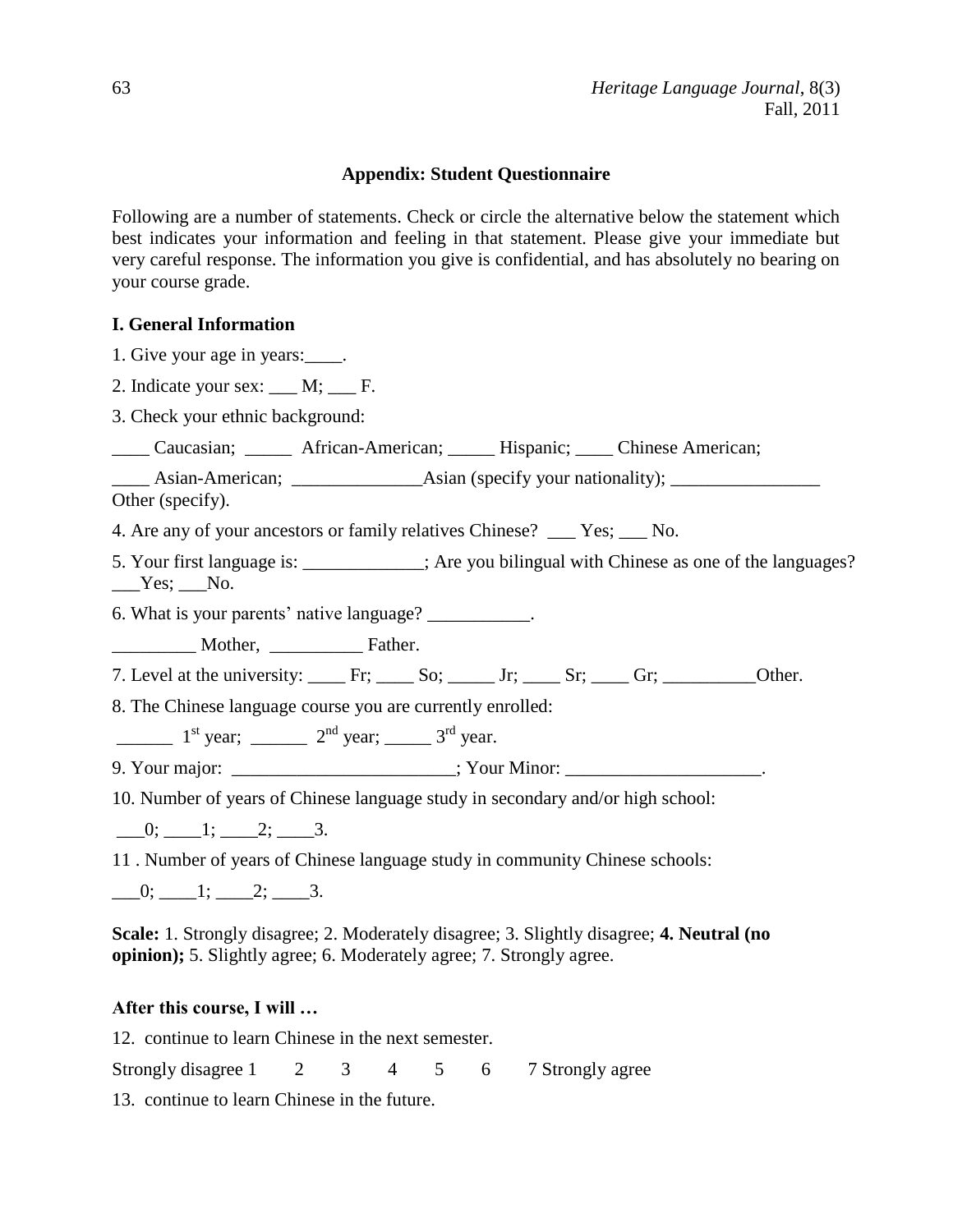## Appendix: Student Questionnaire

Following are a number of statements. Check or circle the alternative below the statement which best indicates your information and feeling in that statement. Please give your immediate but very careful response. The information you give is confidential, and has absolutely no bearing on your course grade.

### I. General Information

1. Give your age in years:____.

2. Indicate your sex: ___ M; ___ F.

3. Check your ethnic background:

____ Caucasian; _____ African-American; _____ Hispanic; ____ Chinese American;

____ Asian-American; ______________Asian (specify your nationality); ________________ Other (specify).

4. Are any of your ancestors or family relatives Chinese? ___ Yes; ___ No.

5. Your first language is: _____________; Are you bilingual with Chinese as one of the languages? ___Yes; ___No.

6. What is your parents' native language? ___________.

_________ Mother, __________ Father.

7. Level at the university: ____ Fr; ____ So; _____ Jr; ____ Sr; ____ Gr; __________Other.

8. The Chinese language course you are currently enrolled:

______ 1st year; ______ 2nd year; _____ 3rd year.

9. Your major: ________________________; Your Minor: _____________________.

10. Number of years of Chinese language study in secondary and/or high school:

___0; ____1; ____2; ____3.

11 . Number of years of Chinese language study in community Chinese schools:

___0; ____1; ____2; ____3.

**Scale:** 1. Strongly disagree; 2. Moderately disagree; 3. Slightly disagree; **4. Neutral (no opinion);** 5. Slightly agree; 6. Moderately agree; 7. Strongly agree.

**After this course, I will …**

12. continue to learn Chinese in the next semester.

Strongly disagree 1 2 3 4 5 6 7 Strongly agree

13. continue to learn Chinese in the future.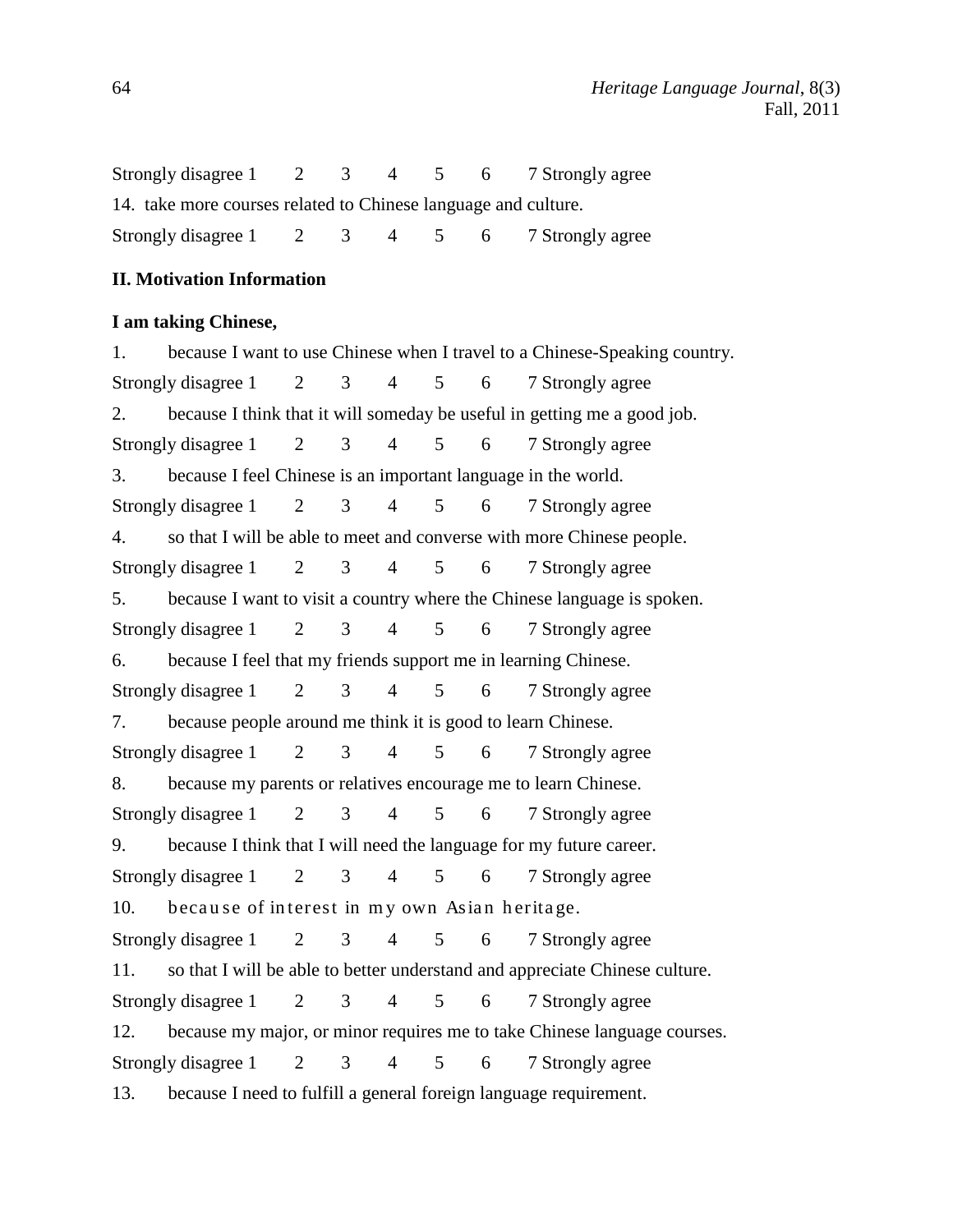Strongly disagree 1 2 3 4 5 6 7 Strongly agree

14. take more courses related to Chinese language and culture.

Strongly disagree 1 2 3 4 5 6 7 Strongly agree

**II. Motivation Information**

**I am taking Chinese,**

1. because I want to use Chinese when I travel to a Chinese-Speaking country.

Strongly disagree 1 2 3 4 5 6 7 Strongly agree

2. because I think that it will someday be useful in getting me a good job.

Strongly disagree 1 2 3 4 5 6 7 Strongly agree

3. because I feel Chinese is an important language in the world.

Strongly disagree 1 2 3 4 5 6 7 Strongly agree

4. so that I will be able to meet and converse with more Chinese people.

Strongly disagree 1 2 3 4 5 6 7 Strongly agree

5. because I want to visit a country where the Chinese language is spoken.

Strongly disagree 1 2 3 4 5 6 7 Strongly agree

6. because I feel that my friends support me in learning Chinese.

Strongly disagree 1 2 3 4 5 6 7 Strongly agree

7. because people around me think it is good to learn Chinese.

Strongly disagree 1 2 3 4 5 6 7 Strongly agree

8. because my parents or relatives encourage me to learn Chinese.

Strongly disagree 1 2 3 4 5 6 7 Strongly agree

9. because I think that I will need the language for my future career.

Strongly disagree 1 2 3 4 5 6 7 Strongly agree

10. because of interest in my own Asian heritage.

Strongly disagree 1 2 3 4 5 6 7 Strongly agree

11. so that I will be able to better understand and appreciate Chinese culture.

Strongly disagree 1 2 3 4 5 6 7 Strongly agree

12. because my major, or minor requires me to take Chinese language courses.

Strongly disagree 1 2 3 4 5 6 7 Strongly agree

13. because I need to fulfill a general foreign language requirement.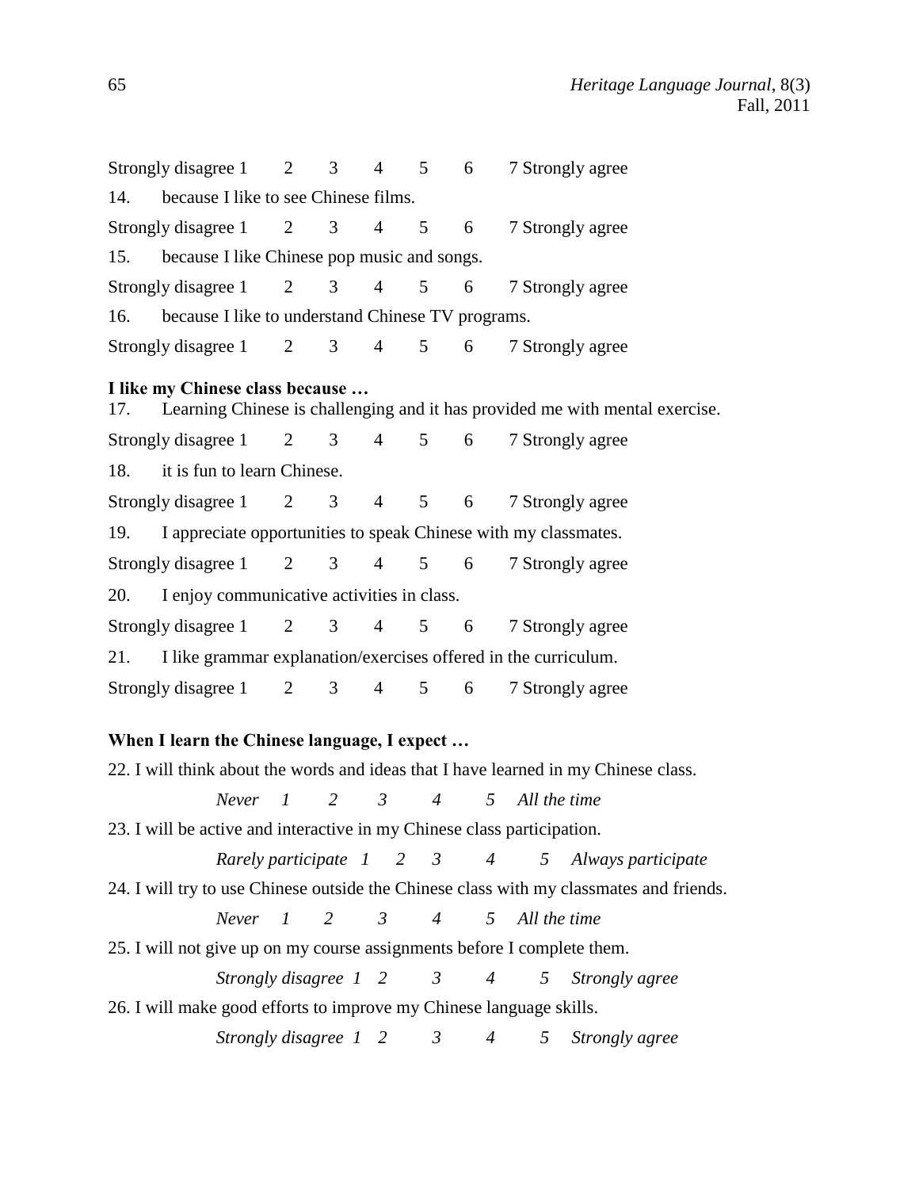Strongly disagree 1 2 3 4 5 6 7 Strongly agree

14. because I like to see Chinese films.

Strongly disagree 1 2 3 4 5 6 7 Strongly agree

15. because I like Chinese pop music and songs.

Strongly disagree 1 2 3 4 5 6 7 Strongly agree

16. because I like to understand Chinese TV programs.

Strongly disagree 1 2 3 4 5 6 7 Strongly agree

**I like my Chinese class because …**

17. Learning Chinese is challenging and it has provided me with mental exercise.

Strongly disagree 1 2 3 4 5 6 7 Strongly agree

18. it is fun to learn Chinese.

Strongly disagree 1 2 3 4 5 6 7 Strongly agree

19. I appreciate opportunities to speak Chinese with my classmates.

Strongly disagree 1 2 3 4 5 6 7 Strongly agree

20. I enjoy communicative activities in class.

Strongly disagree 1 2 3 4 5 6 7 Strongly agree

21. I like grammar explanation/exercises offered in the curriculum.

Strongly disagree 1 2 3 4 5 6 7 Strongly agree

**When I learn the Chinese language, I expect …**

22. I will think about the words and ideas that I have learned in my Chinese class.

*Never 1 2 3 4 5 All the time*

23. I will be active and interactive in my Chinese class participation.

*Rarely participate 1 2 3 4 5 Always participate*

24. I will try to use Chinese outside the Chinese class with my classmates and friends.

*Never 1 2 3 4 5 All the time*

25. I will not give up on my course assignments before I complete them.

*Strongly disagree 1 2 3 4 5 Strongly agree*

26. I will make good efforts to improve my Chinese language skills.

*Strongly disagree 1 2 3 4 5 Strongly agree*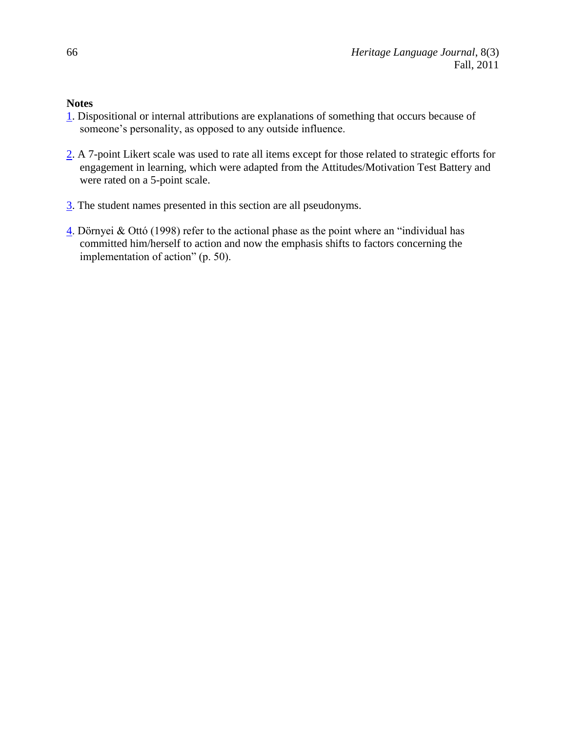**Notes**

1. Dispositional or internal attributions are explanations of something that occurs because of someone's personality, as opposed to any outside influence.

2. A 7-point Likert scale was used to rate all items except for those related to strategic efforts for engagement in learning, which were adapted from the Attitudes/Motivation Test Battery and were rated on a 5-point scale.

3. The student names presented in this section are all pseudonyms.

4. Dörnyei & Ottó (1998) refer to the actional phase as the point where an "individual has committed him/herself to action and now the emphasis shifts to factors concerning the implementation of action" (p. 50).